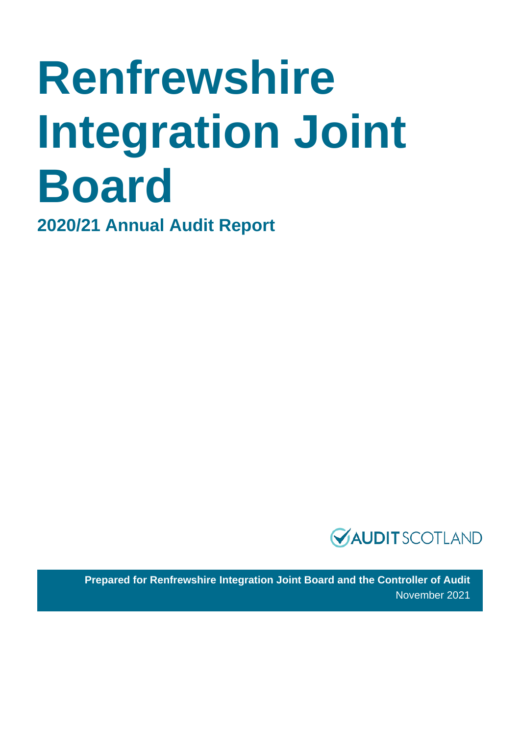# Renfrewshire Integration Joint Board

## 2020/21 Annual Audit Report

AUDIT SCOTLAND

**Prepared for Renfrewshire Integration Joint Board and the Controller of Audit**

November 2021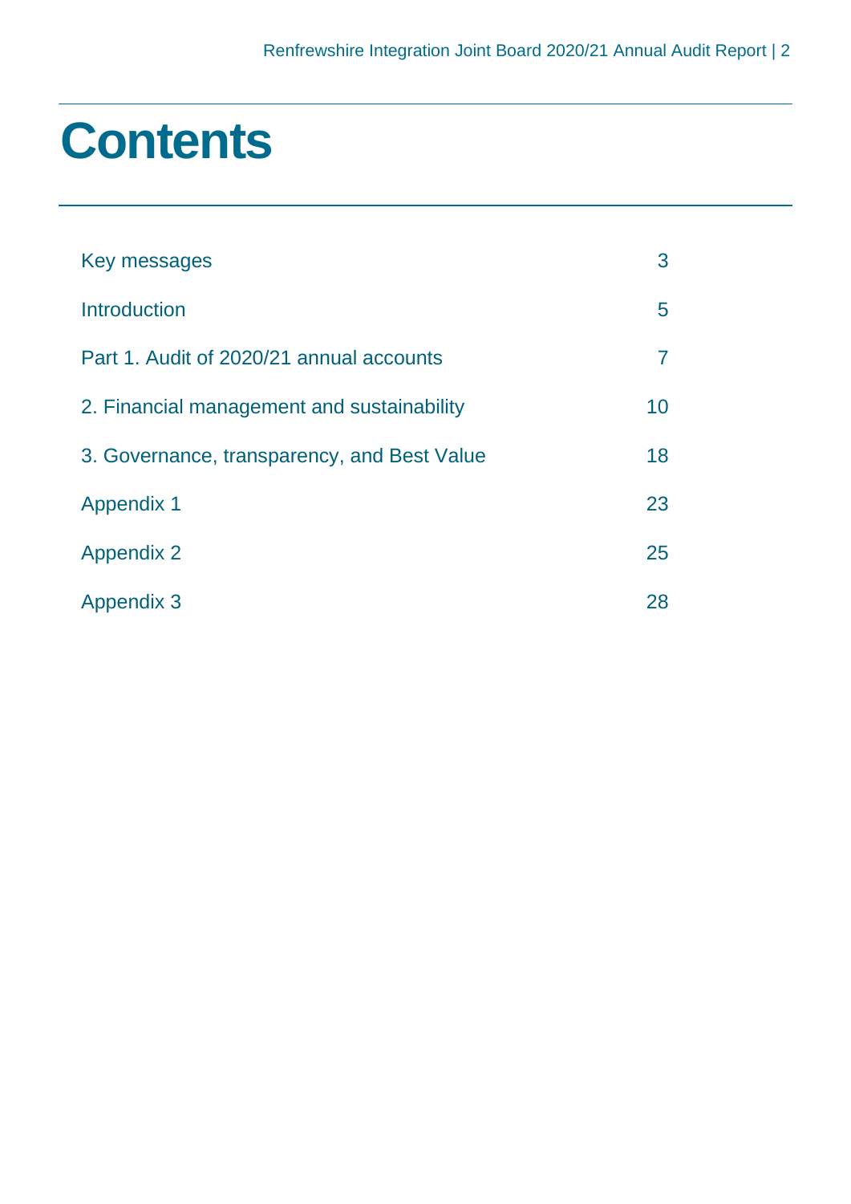# Contents

| | |
|---|---|
| Key messages | 3 |
| Introduction | 5 |
| Part 1. Audit of 2020/21 annual accounts | 7 |
| 2. Financial management and sustainability | 10 |
| 3. Governance, transparency, and Best Value | 18 |
| Appendix 1 | 23 |
| Appendix 2 | 25 |
| Appendix 3 | 28 |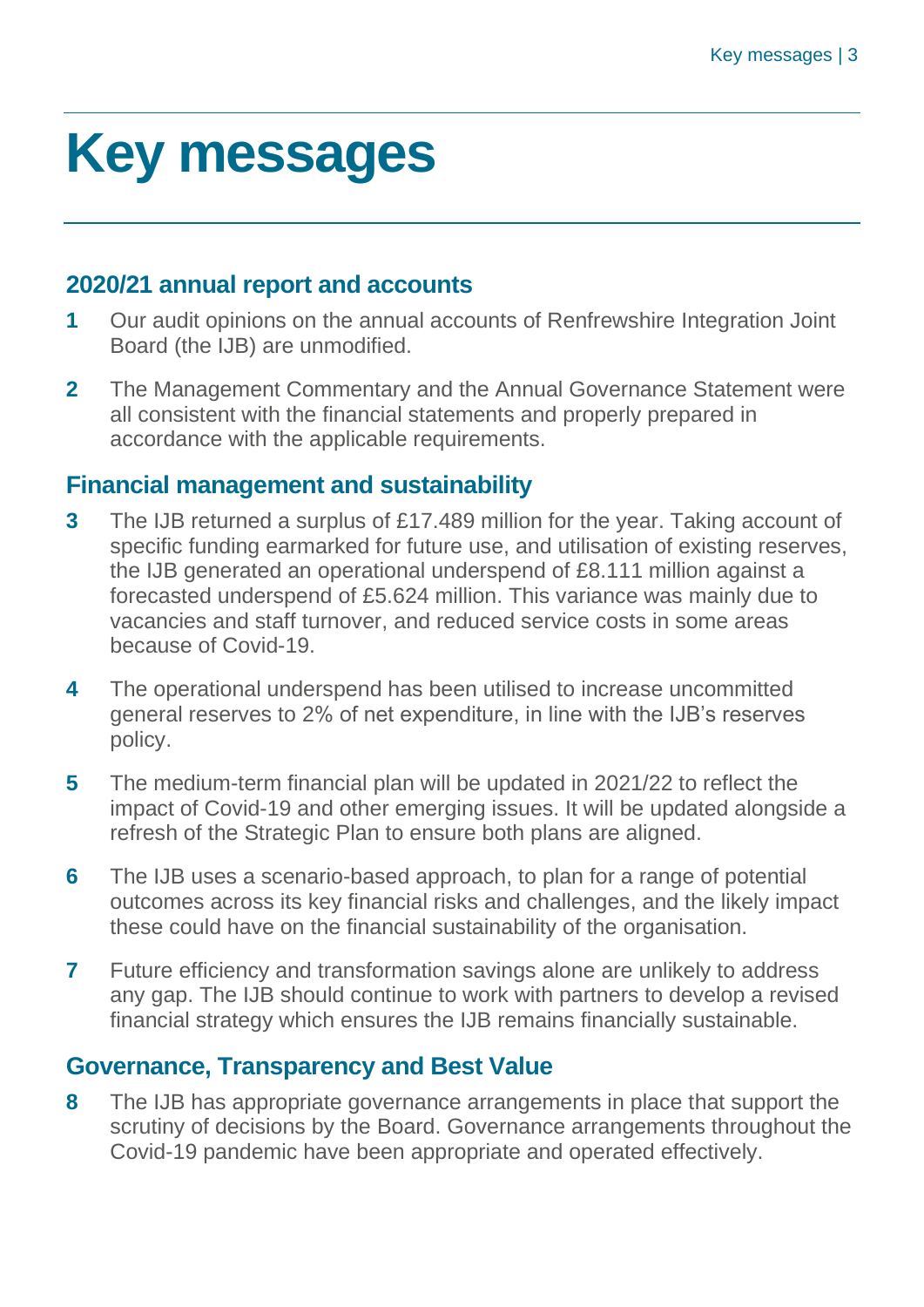# Key messages

## 2020/21 annual report and accounts

1. Our audit opinions on the annual accounts of Renfrewshire Integration Joint Board (the IJB) are unmodified.
2. The Management Commentary and the Annual Governance Statement were all consistent with the financial statements and properly prepared in accordance with the applicable requirements.

## Financial management and sustainability

3. The IJB returned a surplus of £17.489 million for the year. Taking account of specific funding earmarked for future use, and utilisation of existing reserves, the IJB generated an operational underspend of £8.111 million against a forecasted underspend of £5.624 million. This variance was mainly due to vacancies and staff turnover, and reduced service costs in some areas because of Covid-19.
4. The operational underspend has been utilised to increase uncommitted general reserves to 2% of net expenditure, in line with the IJB's reserves policy.
5. The medium-term financial plan will be updated in 2021/22 to reflect the impact of Covid-19 and other emerging issues. It will be updated alongside a refresh of the Strategic Plan to ensure both plans are aligned.
6. The IJB uses a scenario-based approach, to plan for a range of potential outcomes across its key financial risks and challenges, and the likely impact these could have on the financial sustainability of the organisation.
7. Future efficiency and transformation savings alone are unlikely to address any gap. The IJB should continue to work with partners to develop a revised financial strategy which ensures the IJB remains financially sustainable.

## Governance, Transparency and Best Value

8. The IJB has appropriate governance arrangements in place that support the scrutiny of decisions by the Board. Governance arrangements throughout the Covid-19 pandemic have been appropriate and operated effectively.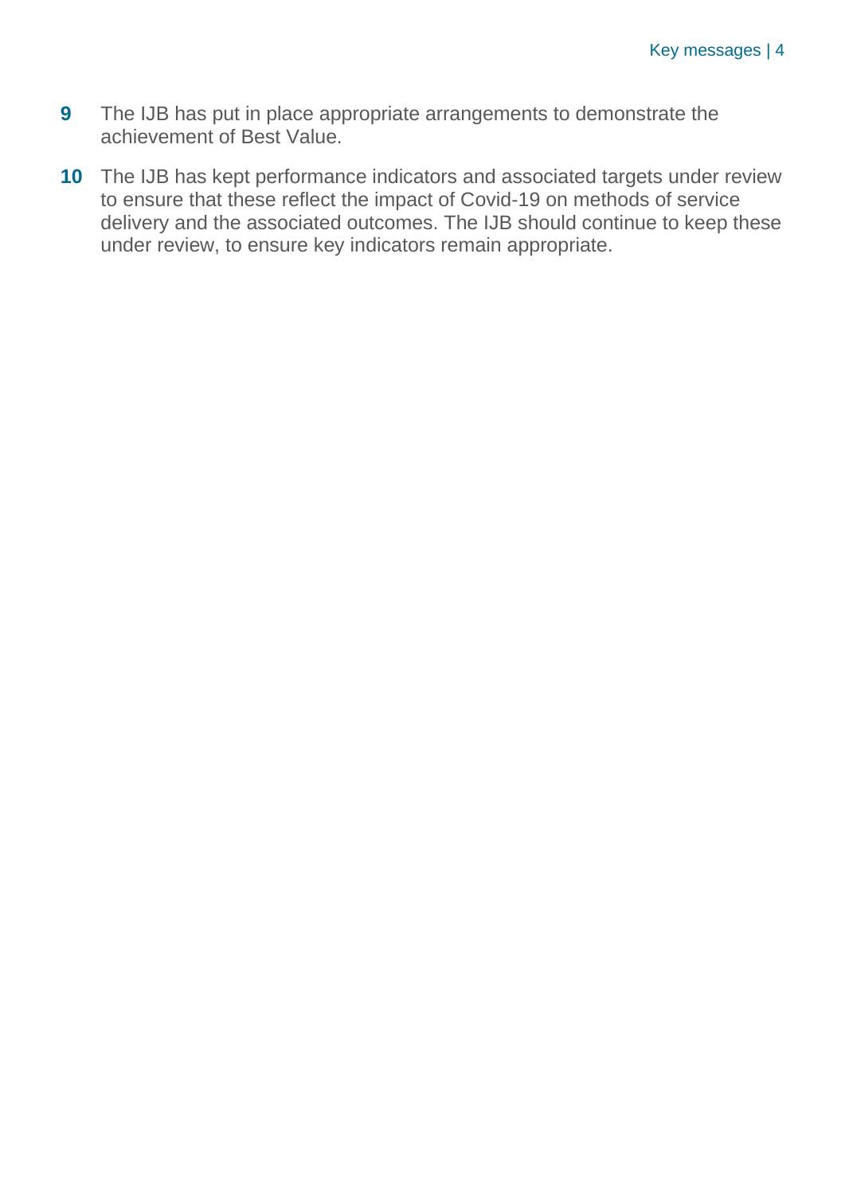9. The IJB has put in place appropriate arrangements to demonstrate the achievement of Best Value.

10. The IJB has kept performance indicators and associated targets under review to ensure that these reflect the impact of Covid-19 on methods of service delivery and the associated outcomes. The IJB should continue to keep these under review, to ensure key indicators remain appropriate.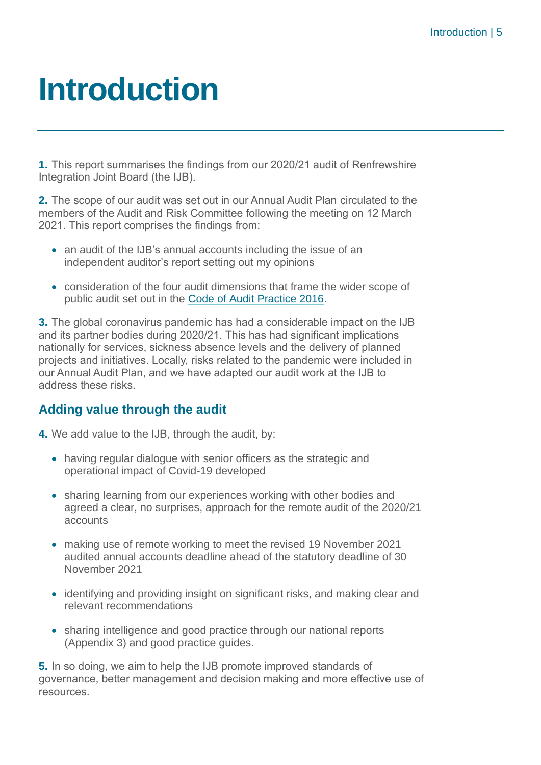# Introduction

**1.** This report summarises the findings from our 2020/21 audit of Renfrewshire Integration Joint Board (the IJB).

**2.** The scope of our audit was set out in our Annual Audit Plan circulated to the members of the Audit and Risk Committee following the meeting on 12 March 2021. This report comprises the findings from:

- an audit of the IJB's annual accounts including the issue of an independent auditor's report setting out my opinions
- consideration of the four audit dimensions that frame the wider scope of public audit set out in the Code of Audit Practice 2016.

**3.** The global coronavirus pandemic has had a considerable impact on the IJB and its partner bodies during 2020/21. This has had significant implications nationally for services, sickness absence levels and the delivery of planned projects and initiatives. Locally, risks related to the pandemic were included in our Annual Audit Plan, and we have adapted our audit work at the IJB to address these risks.

## Adding value through the audit

**4.** We add value to the IJB, through the audit, by:

- having regular dialogue with senior officers as the strategic and operational impact of Covid-19 developed
- sharing learning from our experiences working with other bodies and agreed a clear, no surprises, approach for the remote audit of the 2020/21 accounts
- making use of remote working to meet the revised 19 November 2021 audited annual accounts deadline ahead of the statutory deadline of 30 November 2021
- identifying and providing insight on significant risks, and making clear and relevant recommendations
- sharing intelligence and good practice through our national reports (Appendix 3) and good practice guides.

**5.** In so doing, we aim to help the IJB promote improved standards of governance, better management and decision making and more effective use of resources.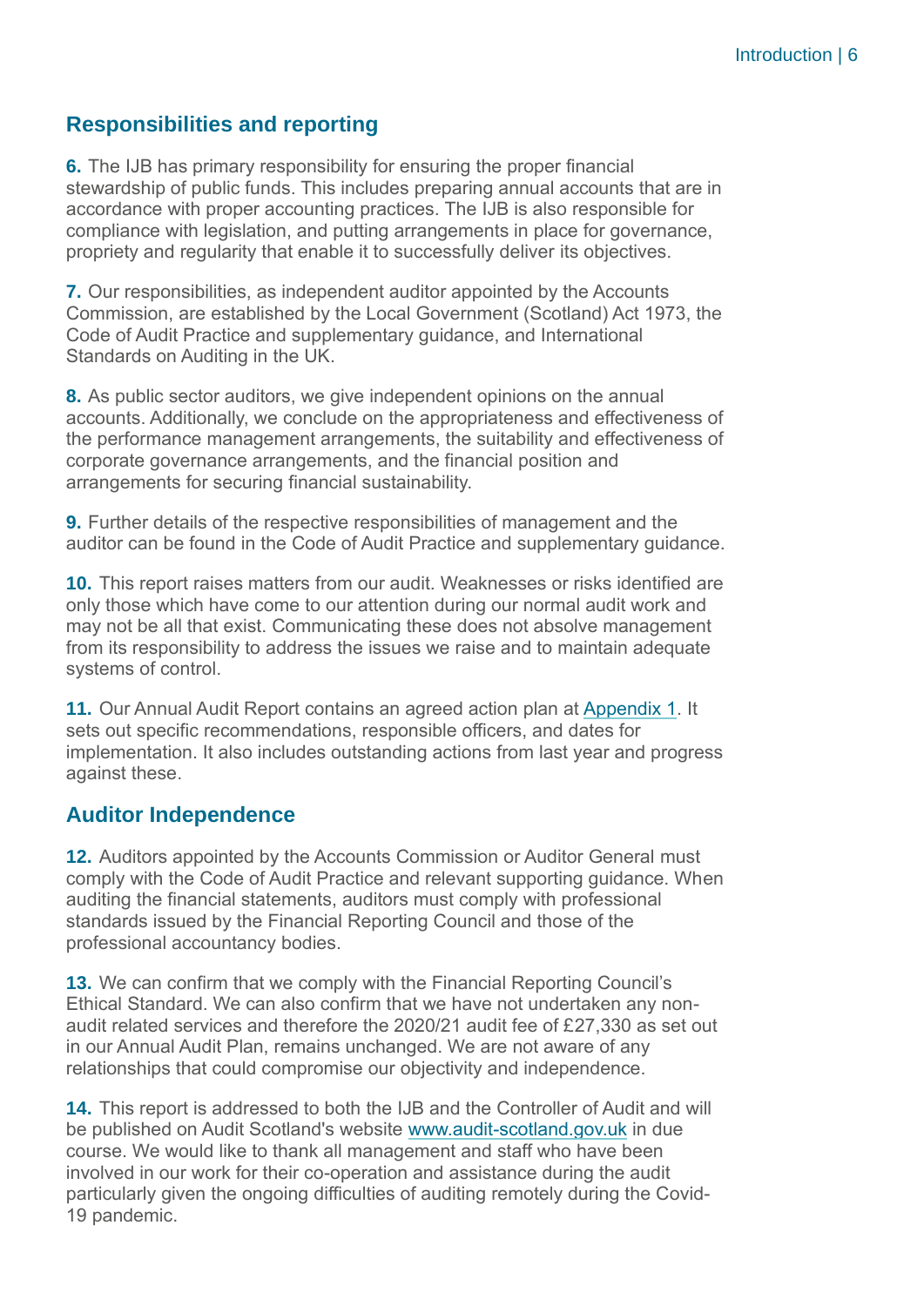## Responsibilities and reporting

**6.** The IJB has primary responsibility for ensuring the proper financial stewardship of public funds. This includes preparing annual accounts that are in accordance with proper accounting practices. The IJB is also responsible for compliance with legislation, and putting arrangements in place for governance, propriety and regularity that enable it to successfully deliver its objectives.

**7.** Our responsibilities, as independent auditor appointed by the Accounts Commission, are established by the Local Government (Scotland) Act 1973, the Code of Audit Practice and supplementary guidance, and International Standards on Auditing in the UK.

**8.** As public sector auditors, we give independent opinions on the annual accounts. Additionally, we conclude on the appropriateness and effectiveness of the performance management arrangements, the suitability and effectiveness of corporate governance arrangements, and the financial position and arrangements for securing financial sustainability.

**9.** Further details of the respective responsibilities of management and the auditor can be found in the Code of Audit Practice and supplementary guidance.

**10.** This report raises matters from our audit. Weaknesses or risks identified are only those which have come to our attention during our normal audit work and may not be all that exist. Communicating these does not absolve management from its responsibility to address the issues we raise and to maintain adequate systems of control.

**11.** Our Annual Audit Report contains an agreed action plan at Appendix 1. It sets out specific recommendations, responsible officers, and dates for implementation. It also includes outstanding actions from last year and progress against these.

## Auditor Independence

**12.** Auditors appointed by the Accounts Commission or Auditor General must comply with the Code of Audit Practice and relevant supporting guidance. When auditing the financial statements, auditors must comply with professional standards issued by the Financial Reporting Council and those of the professional accountancy bodies.

**13.** We can confirm that we comply with the Financial Reporting Council's Ethical Standard. We can also confirm that we have not undertaken any non-audit related services and therefore the 2020/21 audit fee of £27,330 as set out in our Annual Audit Plan, remains unchanged. We are not aware of any relationships that could compromise our objectivity and independence.

**14.** This report is addressed to both the IJB and the Controller of Audit and will be published on Audit Scotland's website www.audit-scotland.gov.uk in due course. We would like to thank all management and staff who have been involved in our work for their co-operation and assistance during the audit particularly given the ongoing difficulties of auditing remotely during the Covid-19 pandemic.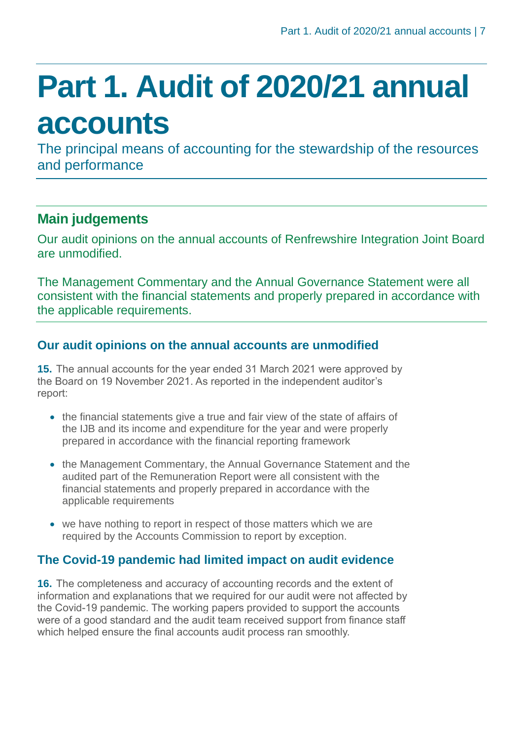# Part 1. Audit of 2020/21 annual accounts

The principal means of accounting for the stewardship of the resources and performance

## Main judgements

Our audit opinions on the annual accounts of Renfrewshire Integration Joint Board are unmodified.

The Management Commentary and the Annual Governance Statement were all consistent with the financial statements and properly prepared in accordance with the applicable requirements.

### Our audit opinions on the annual accounts are unmodified

**15.** The annual accounts for the year ended 31 March 2021 were approved by the Board on 19 November 2021. As reported in the independent auditor's report:

- the financial statements give a true and fair view of the state of affairs of the IJB and its income and expenditure for the year and were properly prepared in accordance with the financial reporting framework
- the Management Commentary, the Annual Governance Statement and the audited part of the Remuneration Report were all consistent with the financial statements and properly prepared in accordance with the applicable requirements
- we have nothing to report in respect of those matters which we are required by the Accounts Commission to report by exception.

### The Covid-19 pandemic had limited impact on audit evidence

**16.** The completeness and accuracy of accounting records and the extent of information and explanations that we required for our audit were not affected by the Covid-19 pandemic. The working papers provided to support the accounts were of a good standard and the audit team received support from finance staff which helped ensure the final accounts audit process ran smoothly.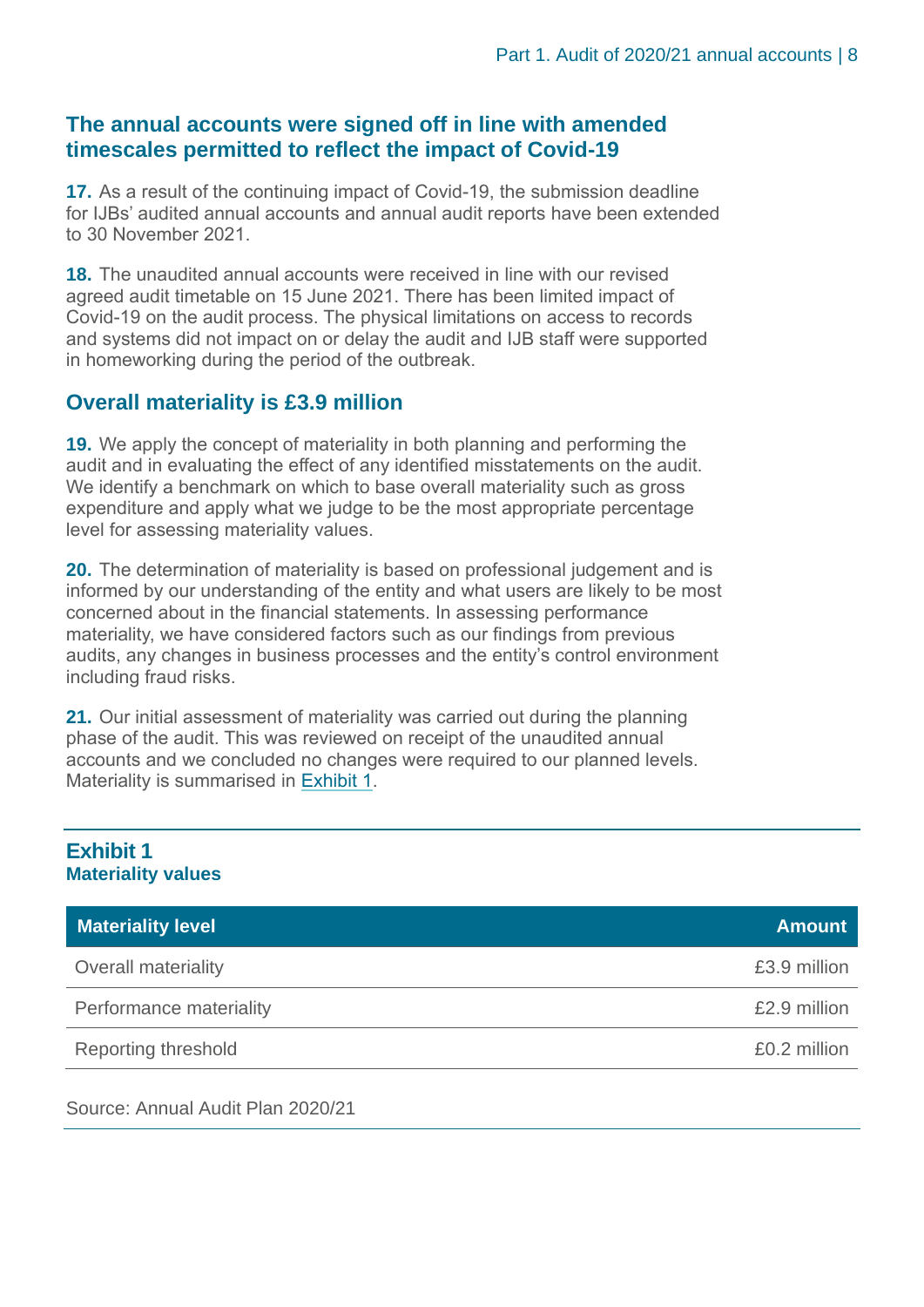## The annual accounts were signed off in line with amended timescales permitted to reflect the impact of Covid-19

**17.** As a result of the continuing impact of Covid-19, the submission deadline for IJBs' audited annual accounts and annual audit reports have been extended to 30 November 2021.

**18.** The unaudited annual accounts were received in line with our revised agreed audit timetable on 15 June 2021. There has been limited impact of Covid-19 on the audit process. The physical limitations on access to records and systems did not impact on or delay the audit and IJB staff were supported in homeworking during the period of the outbreak.

## Overall materiality is £3.9 million

**19.** We apply the concept of materiality in both planning and performing the audit and in evaluating the effect of any identified misstatements on the audit. We identify a benchmark on which to base overall materiality such as gross expenditure and apply what we judge to be the most appropriate percentage level for assessing materiality values.

**20.** The determination of materiality is based on professional judgement and is informed by our understanding of the entity and what users are likely to be most concerned about in the financial statements. In assessing performance materiality, we have considered factors such as our findings from previous audits, any changes in business processes and the entity's control environment including fraud risks.

**21.** Our initial assessment of materiality was carried out during the planning phase of the audit. This was reviewed on receipt of the unaudited annual accounts and we concluded no changes were required to our planned levels. Materiality is summarised in Exhibit 1.

### Exhibit 1
**Materiality values**

| Materiality level | Amount |
|---|---|
| Overall materiality | £3.9 million |
| Performance materiality | £2.9 million |
| Reporting threshold | £0.2 million |

Source: Annual Audit Plan 2020/21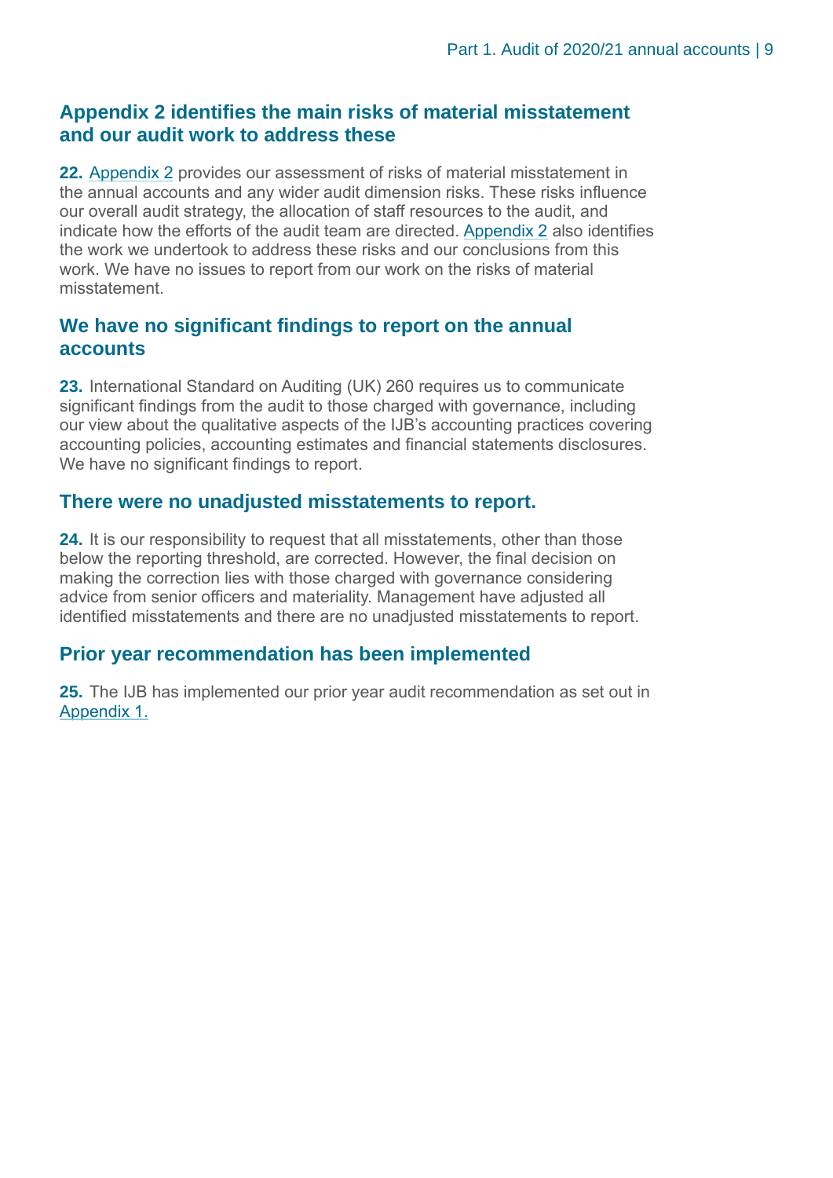## Appendix 2 identifies the main risks of material misstatement and our audit work to address these

**22.** Appendix 2 provides our assessment of risks of material misstatement in the annual accounts and any wider audit dimension risks. These risks influence our overall audit strategy, the allocation of staff resources to the audit, and indicate how the efforts of the audit team are directed. Appendix 2 also identifies the work we undertook to address these risks and our conclusions from this work. We have no issues to report from our work on the risks of material misstatement.

## We have no significant findings to report on the annual accounts

**23.** International Standard on Auditing (UK) 260 requires us to communicate significant findings from the audit to those charged with governance, including our view about the qualitative aspects of the IJB's accounting practices covering accounting policies, accounting estimates and financial statements disclosures. We have no significant findings to report.

## There were no unadjusted misstatements to report.

**24.** It is our responsibility to request that all misstatements, other than those below the reporting threshold, are corrected. However, the final decision on making the correction lies with those charged with governance considering advice from senior officers and materiality. Management have adjusted all identified misstatements and there are no unadjusted misstatements to report.

## Prior year recommendation has been implemented

**25.** The IJB has implemented our prior year audit recommendation as set out in Appendix 1.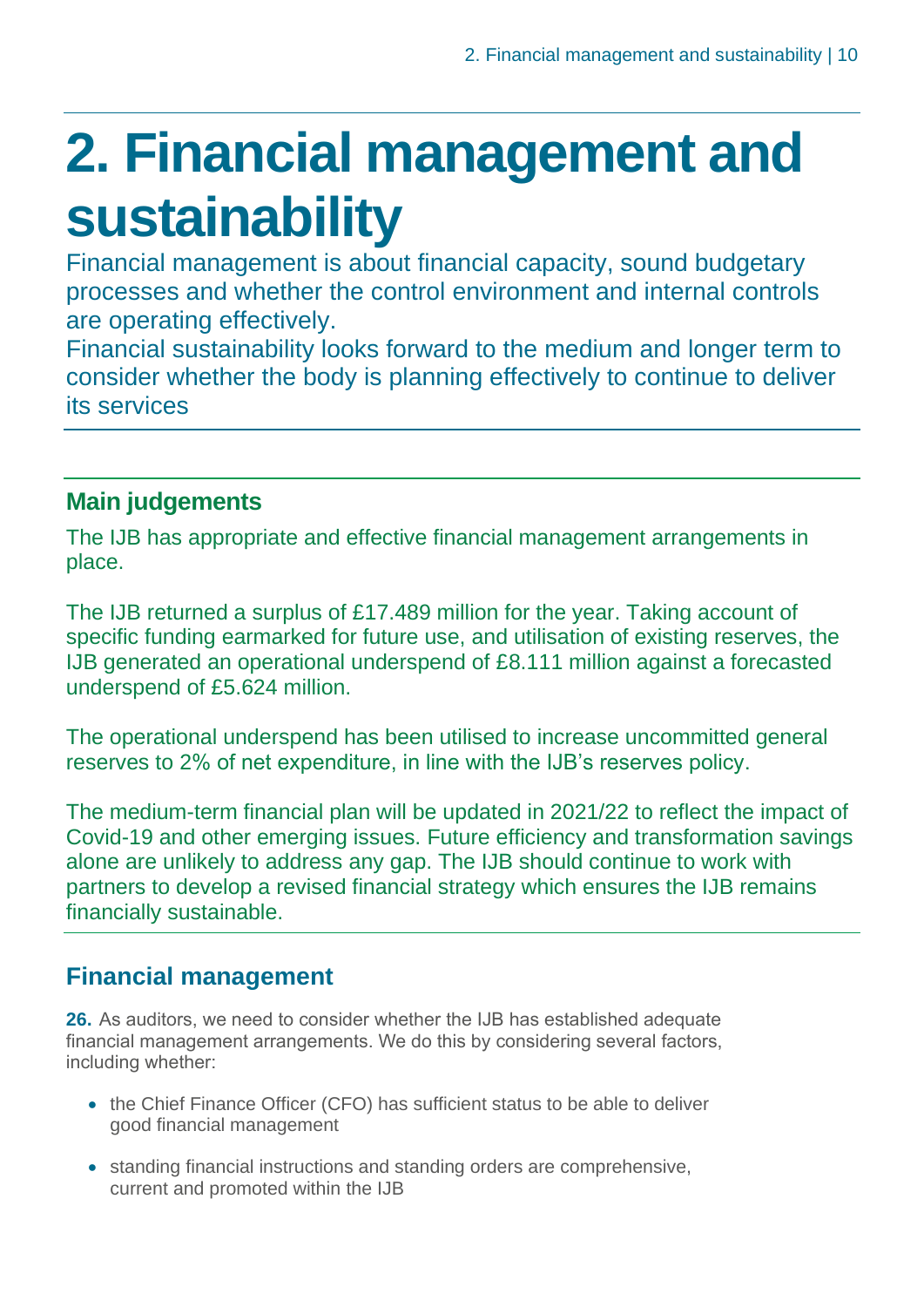# 2. Financial management and sustainability

Financial management is about financial capacity, sound budgetary processes and whether the control environment and internal controls are operating effectively.

Financial sustainability looks forward to the medium and longer term to consider whether the body is planning effectively to continue to deliver its services

### Main judgements

The IJB has appropriate and effective financial management arrangements in place.

The IJB returned a surplus of £17.489 million for the year. Taking account of specific funding earmarked for future use, and utilisation of existing reserves, the IJB generated an operational underspend of £8.111 million against a forecasted underspend of £5.624 million.

The operational underspend has been utilised to increase uncommitted general reserves to 2% of net expenditure, in line with the IJB's reserves policy.

The medium-term financial plan will be updated in 2021/22 to reflect the impact of Covid-19 and other emerging issues. Future efficiency and transformation savings alone are unlikely to address any gap. The IJB should continue to work with partners to develop a revised financial strategy which ensures the IJB remains financially sustainable.

## Financial management

**26.** As auditors, we need to consider whether the IJB has established adequate financial management arrangements. We do this by considering several factors, including whether:

- the Chief Finance Officer (CFO) has sufficient status to be able to deliver good financial management
- standing financial instructions and standing orders are comprehensive, current and promoted within the IJB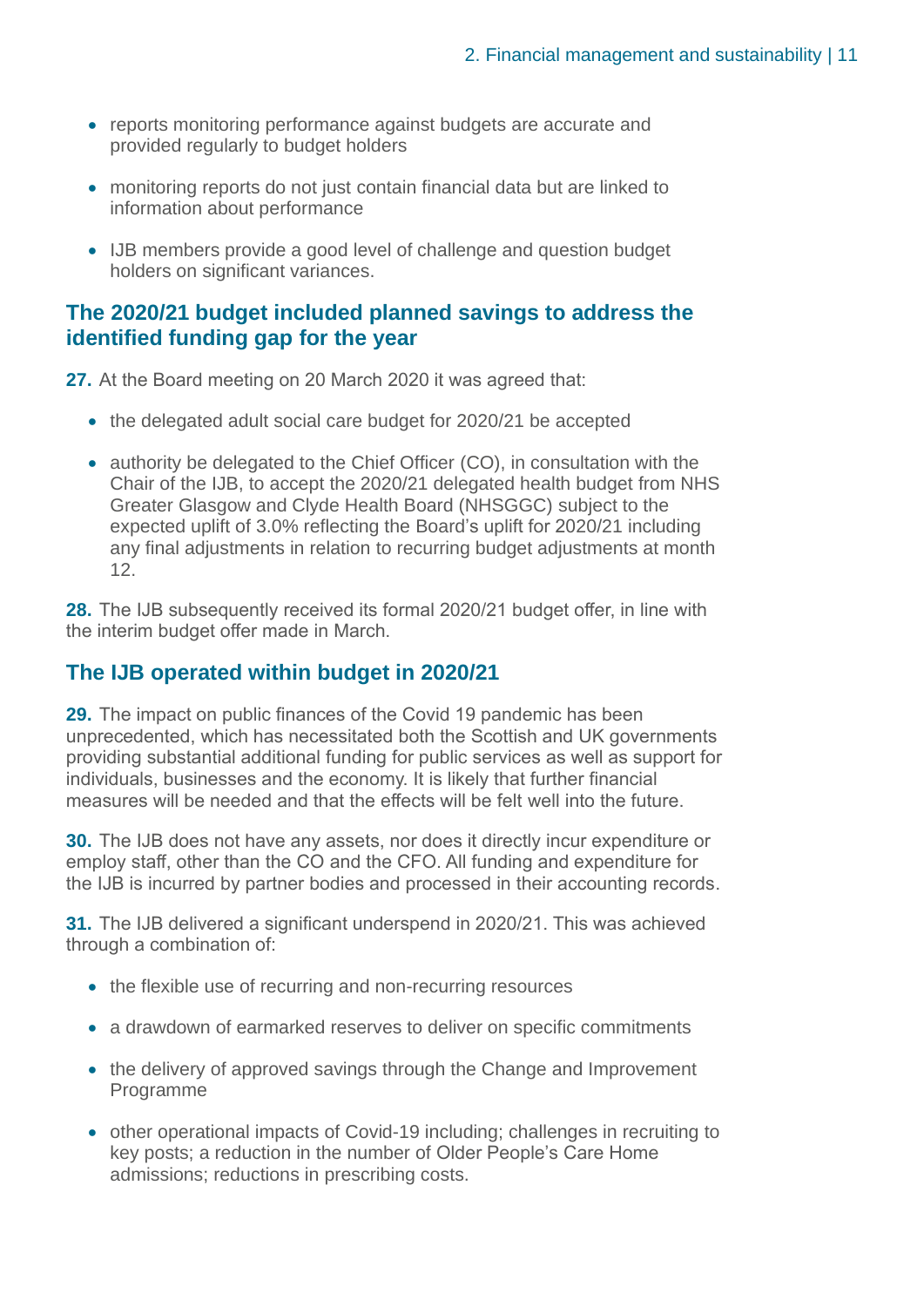- reports monitoring performance against budgets are accurate and provided regularly to budget holders
- monitoring reports do not just contain financial data but are linked to information about performance
- IJB members provide a good level of challenge and question budget holders on significant variances.

### The 2020/21 budget included planned savings to address the identified funding gap for the year

**27.** At the Board meeting on 20 March 2020 it was agreed that:

- the delegated adult social care budget for 2020/21 be accepted
- authority be delegated to the Chief Officer (CO), in consultation with the Chair of the IJB, to accept the 2020/21 delegated health budget from NHS Greater Glasgow and Clyde Health Board (NHSGGC) subject to the expected uplift of 3.0% reflecting the Board's uplift for 2020/21 including any final adjustments in relation to recurring budget adjustments at month 12.

**28.** The IJB subsequently received its formal 2020/21 budget offer, in line with the interim budget offer made in March.

### The IJB operated within budget in 2020/21

**29.** The impact on public finances of the Covid 19 pandemic has been unprecedented, which has necessitated both the Scottish and UK governments providing substantial additional funding for public services as well as support for individuals, businesses and the economy. It is likely that further financial measures will be needed and that the effects will be felt well into the future.

**30.** The IJB does not have any assets, nor does it directly incur expenditure or employ staff, other than the CO and the CFO. All funding and expenditure for the IJB is incurred by partner bodies and processed in their accounting records.

**31.** The IJB delivered a significant underspend in 2020/21. This was achieved through a combination of:

- the flexible use of recurring and non-recurring resources
- a drawdown of earmarked reserves to deliver on specific commitments
- the delivery of approved savings through the Change and Improvement Programme
- other operational impacts of Covid-19 including; challenges in recruiting to key posts; a reduction in the number of Older People's Care Home admissions; reductions in prescribing costs.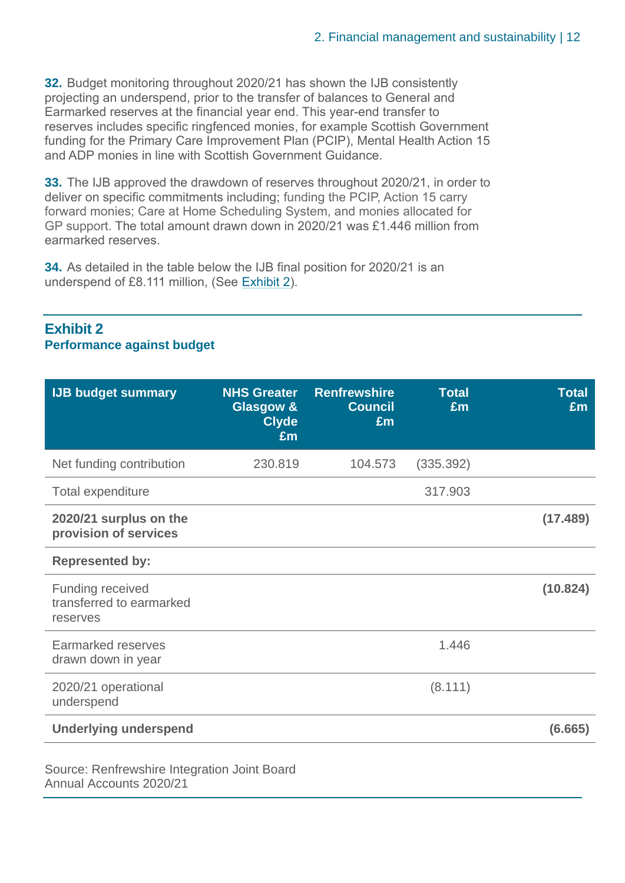**32.** Budget monitoring throughout 2020/21 has shown the IJB consistently projecting an underspend, prior to the transfer of balances to General and Earmarked reserves at the financial year end. This year-end transfer to reserves includes specific ringfenced monies, for example Scottish Government funding for the Primary Care Improvement Plan (PCIP), Mental Health Action 15 and ADP monies in line with Scottish Government Guidance.

**33.** The IJB approved the drawdown of reserves throughout 2020/21, in order to deliver on specific commitments including; funding the PCIP, Action 15 carry forward monies; Care at Home Scheduling System, and monies allocated for GP support. The total amount drawn down in 2020/21 was £1.446 million from earmarked reserves.

**34.** As detailed in the table below the IJB final position for 2020/21 is an underspend of £8.111 million, (See Exhibit 2).

## Exhibit 2
**Performance against budget**

| IJB budget summary | NHS Greater Glasgow & Clyde £m | Renfrewshire Council £m | Total £m | Total £m |
|---|---|---|---|---|
| Net funding contribution | 230.819 | 104.573 | (335.392) | |
| Total expenditure | | | 317.903 | |
| **2020/21 surplus on the provision of services** | | | | **(17.489)** |
| **Represented by:** | | | | |
| Funding received transferred to earmarked reserves | | | | **(10.824)** |
| Earmarked reserves drawn down in year | | | 1.446 | |
| 2020/21 operational underspend | | | (8.111) | |
| **Underlying underspend** | | | | **(6.665)** |

Source: Renfrewshire Integration Joint Board Annual Accounts 2020/21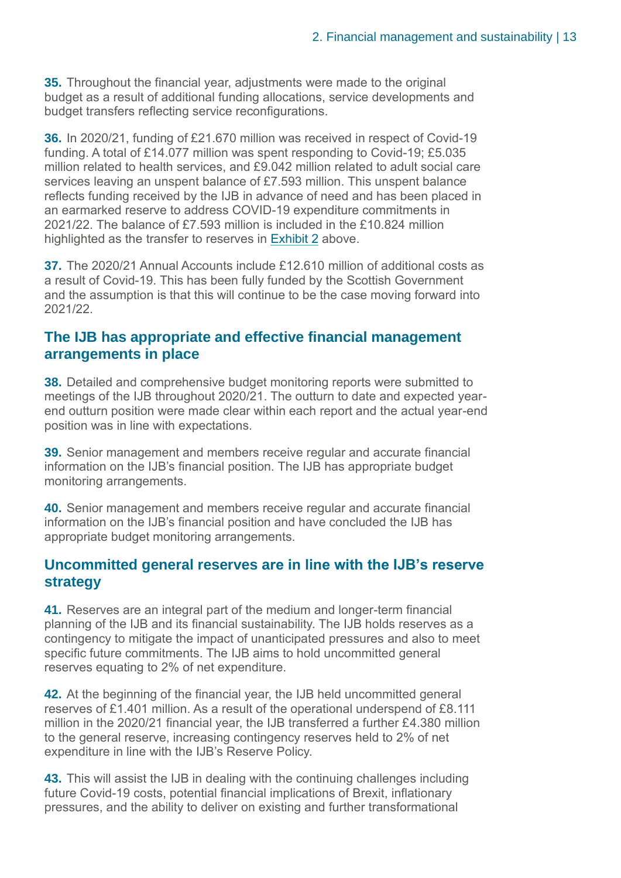**35.** Throughout the financial year, adjustments were made to the original budget as a result of additional funding allocations, service developments and budget transfers reflecting service reconfigurations.

**36.** In 2020/21, funding of £21.670 million was received in respect of Covid-19 funding. A total of £14.077 million was spent responding to Covid-19; £5.035 million related to health services, and £9.042 million related to adult social care services leaving an unspent balance of £7.593 million. This unspent balance reflects funding received by the IJB in advance of need and has been placed in an earmarked reserve to address COVID-19 expenditure commitments in 2021/22. The balance of £7.593 million is included in the £10.824 million highlighted as the transfer to reserves in Exhibit 2 above.

**37.** The 2020/21 Annual Accounts include £12.610 million of additional costs as a result of Covid-19. This has been fully funded by the Scottish Government and the assumption is that this will continue to be the case moving forward into 2021/22.

## The IJB has appropriate and effective financial management arrangements in place

**38.** Detailed and comprehensive budget monitoring reports were submitted to meetings of the IJB throughout 2020/21. The outturn to date and expected year-end outturn position were made clear within each report and the actual year-end position was in line with expectations.

**39.** Senior management and members receive regular and accurate financial information on the IJB's financial position. The IJB has appropriate budget monitoring arrangements.

**40.** Senior management and members receive regular and accurate financial information on the IJB's financial position and have concluded the IJB has appropriate budget monitoring arrangements.

## Uncommitted general reserves are in line with the IJB's reserve strategy

**41.** Reserves are an integral part of the medium and longer-term financial planning of the IJB and its financial sustainability. The IJB holds reserves as a contingency to mitigate the impact of unanticipated pressures and also to meet specific future commitments. The IJB aims to hold uncommitted general reserves equating to 2% of net expenditure.

**42.** At the beginning of the financial year, the IJB held uncommitted general reserves of £1.401 million. As a result of the operational underspend of £8.111 million in the 2020/21 financial year, the IJB transferred a further £4.380 million to the general reserve, increasing contingency reserves held to 2% of net expenditure in line with the IJB's Reserve Policy.

**43.** This will assist the IJB in dealing with the continuing challenges including future Covid-19 costs, potential financial implications of Brexit, inflationary pressures, and the ability to deliver on existing and further transformational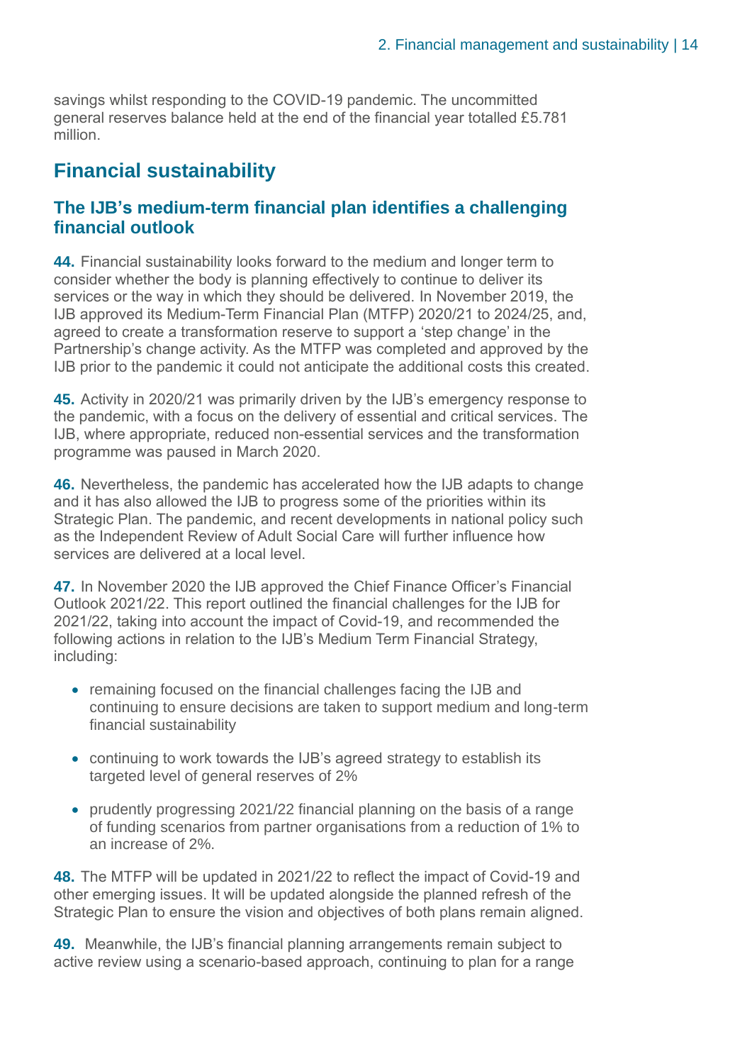savings whilst responding to the COVID-19 pandemic. The uncommitted general reserves balance held at the end of the financial year totalled £5.781 million.

## Financial sustainability

### The IJB's medium-term financial plan identifies a challenging financial outlook

**44.** Financial sustainability looks forward to the medium and longer term to consider whether the body is planning effectively to continue to deliver its services or the way in which they should be delivered. In November 2019, the IJB approved its Medium-Term Financial Plan (MTFP) 2020/21 to 2024/25, and, agreed to create a transformation reserve to support a 'step change' in the Partnership's change activity. As the MTFP was completed and approved by the IJB prior to the pandemic it could not anticipate the additional costs this created.

**45.** Activity in 2020/21 was primarily driven by the IJB's emergency response to the pandemic, with a focus on the delivery of essential and critical services. The IJB, where appropriate, reduced non-essential services and the transformation programme was paused in March 2020.

**46.** Nevertheless, the pandemic has accelerated how the IJB adapts to change and it has also allowed the IJB to progress some of the priorities within its Strategic Plan. The pandemic, and recent developments in national policy such as the Independent Review of Adult Social Care will further influence how services are delivered at a local level.

**47.** In November 2020 the IJB approved the Chief Finance Officer's Financial Outlook 2021/22. This report outlined the financial challenges for the IJB for 2021/22, taking into account the impact of Covid-19, and recommended the following actions in relation to the IJB's Medium Term Financial Strategy, including:

- remaining focused on the financial challenges facing the IJB and continuing to ensure decisions are taken to support medium and long-term financial sustainability
- continuing to work towards the IJB's agreed strategy to establish its targeted level of general reserves of 2%
- prudently progressing 2021/22 financial planning on the basis of a range of funding scenarios from partner organisations from a reduction of 1% to an increase of 2%.

**48.** The MTFP will be updated in 2021/22 to reflect the impact of Covid-19 and other emerging issues. It will be updated alongside the planned refresh of the Strategic Plan to ensure the vision and objectives of both plans remain aligned.

**49.** Meanwhile, the IJB's financial planning arrangements remain subject to active review using a scenario-based approach, continuing to plan for a range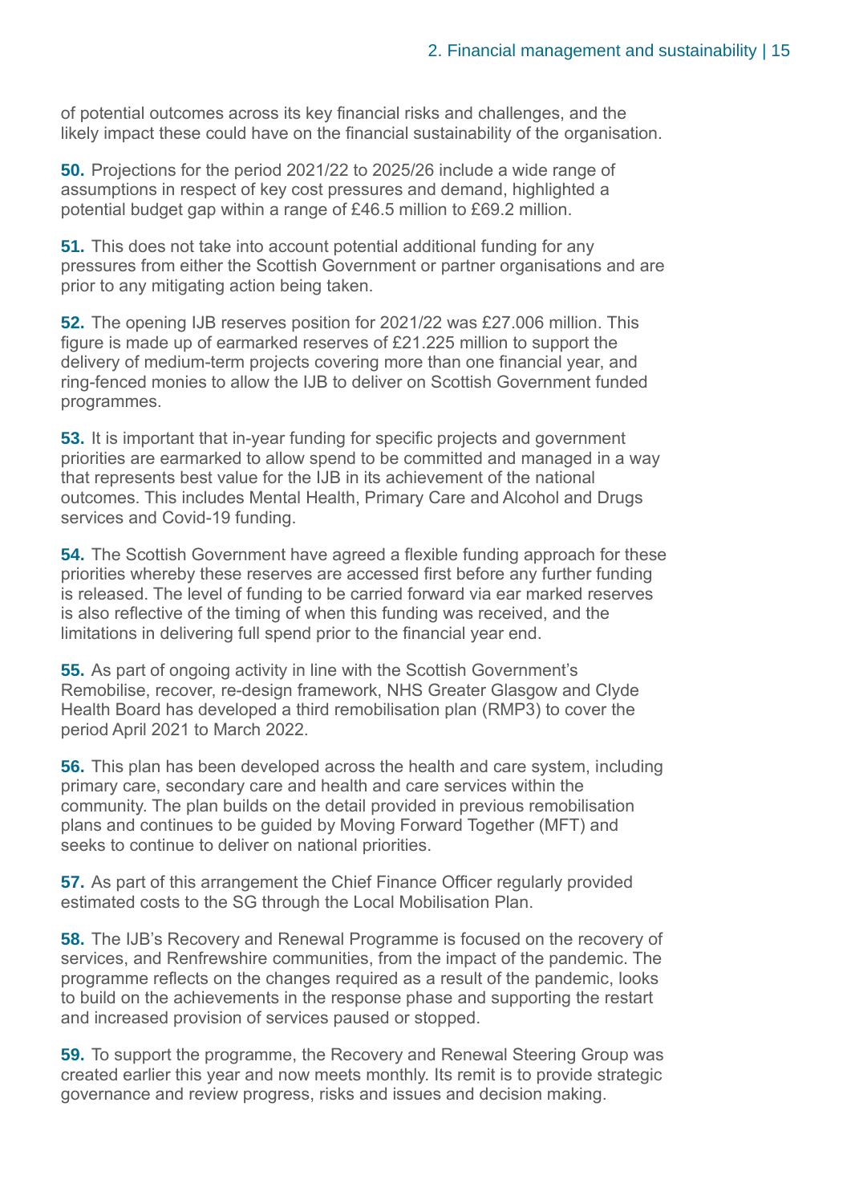of potential outcomes across its key financial risks and challenges, and the likely impact these could have on the financial sustainability of the organisation.

**50.** Projections for the period 2021/22 to 2025/26 include a wide range of assumptions in respect of key cost pressures and demand, highlighted a potential budget gap within a range of £46.5 million to £69.2 million.

**51.** This does not take into account potential additional funding for any pressures from either the Scottish Government or partner organisations and are prior to any mitigating action being taken.

**52.** The opening IJB reserves position for 2021/22 was £27.006 million. This figure is made up of earmarked reserves of £21.225 million to support the delivery of medium-term projects covering more than one financial year, and ring-fenced monies to allow the IJB to deliver on Scottish Government funded programmes.

**53.** It is important that in-year funding for specific projects and government priorities are earmarked to allow spend to be committed and managed in a way that represents best value for the IJB in its achievement of the national outcomes. This includes Mental Health, Primary Care and Alcohol and Drugs services and Covid-19 funding.

**54.** The Scottish Government have agreed a flexible funding approach for these priorities whereby these reserves are accessed first before any further funding is released. The level of funding to be carried forward via ear marked reserves is also reflective of the timing of when this funding was received, and the limitations in delivering full spend prior to the financial year end.

**55.** As part of ongoing activity in line with the Scottish Government's Remobilise, recover, re-design framework, NHS Greater Glasgow and Clyde Health Board has developed a third remobilisation plan (RMP3) to cover the period April 2021 to March 2022.

**56.** This plan has been developed across the health and care system, including primary care, secondary care and health and care services within the community. The plan builds on the detail provided in previous remobilisation plans and continues to be guided by Moving Forward Together (MFT) and seeks to continue to deliver on national priorities.

**57.** As part of this arrangement the Chief Finance Officer regularly provided estimated costs to the SG through the Local Mobilisation Plan.

**58.** The IJB's Recovery and Renewal Programme is focused on the recovery of services, and Renfrewshire communities, from the impact of the pandemic. The programme reflects on the changes required as a result of the pandemic, looks to build on the achievements in the response phase and supporting the restart and increased provision of services paused or stopped.

**59.** To support the programme, the Recovery and Renewal Steering Group was created earlier this year and now meets monthly. Its remit is to provide strategic governance and review progress, risks and issues and decision making.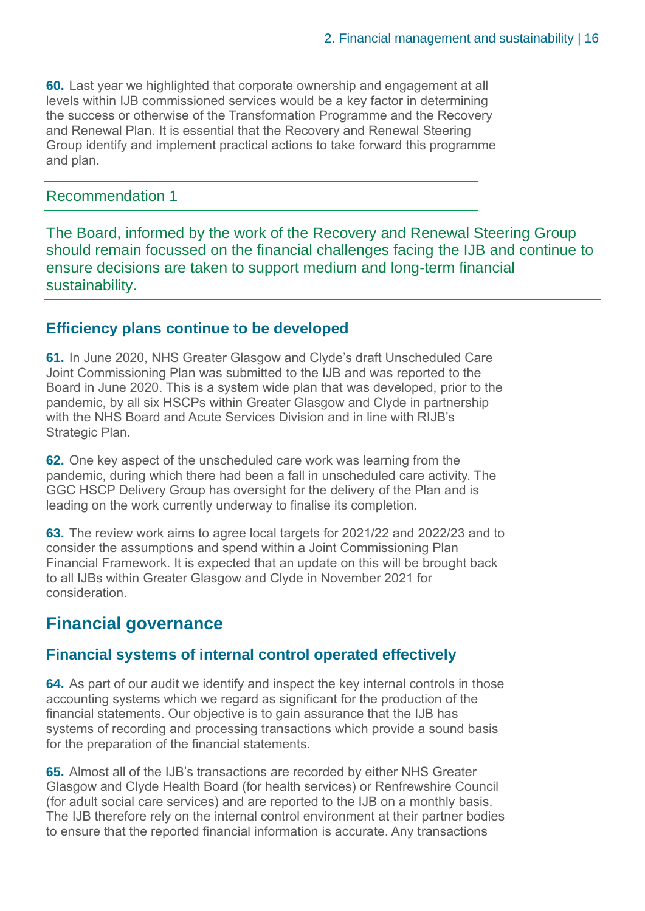**60.** Last year we highlighted that corporate ownership and engagement at all levels within IJB commissioned services would be a key factor in determining the success or otherwise of the Transformation Programme and the Recovery and Renewal Plan. It is essential that the Recovery and Renewal Steering Group identify and implement practical actions to take forward this programme and plan.

**Recommendation 1**

The Board, informed by the work of the Recovery and Renewal Steering Group should remain focussed on the financial challenges facing the IJB and continue to ensure decisions are taken to support medium and long-term financial sustainability.

### Efficiency plans continue to be developed

**61.** In June 2020, NHS Greater Glasgow and Clyde's draft Unscheduled Care Joint Commissioning Plan was submitted to the IJB and was reported to the Board in June 2020. This is a system wide plan that was developed, prior to the pandemic, by all six HSCPs within Greater Glasgow and Clyde in partnership with the NHS Board and Acute Services Division and in line with RIJB's Strategic Plan.

**62.** One key aspect of the unscheduled care work was learning from the pandemic, during which there had been a fall in unscheduled care activity. The GGC HSCP Delivery Group has oversight for the delivery of the Plan and is leading on the work currently underway to finalise its completion.

**63.** The review work aims to agree local targets for 2021/22 and 2022/23 and to consider the assumptions and spend within a Joint Commissioning Plan Financial Framework. It is expected that an update on this will be brought back to all IJBs within Greater Glasgow and Clyde in November 2021 for consideration.

## Financial governance

### Financial systems of internal control operated effectively

**64.** As part of our audit we identify and inspect the key internal controls in those accounting systems which we regard as significant for the production of the financial statements. Our objective is to gain assurance that the IJB has systems of recording and processing transactions which provide a sound basis for the preparation of the financial statements.

**65.** Almost all of the IJB's transactions are recorded by either NHS Greater Glasgow and Clyde Health Board (for health services) or Renfrewshire Council (for adult social care services) and are reported to the IJB on a monthly basis. The IJB therefore rely on the internal control environment at their partner bodies to ensure that the reported financial information is accurate. Any transactions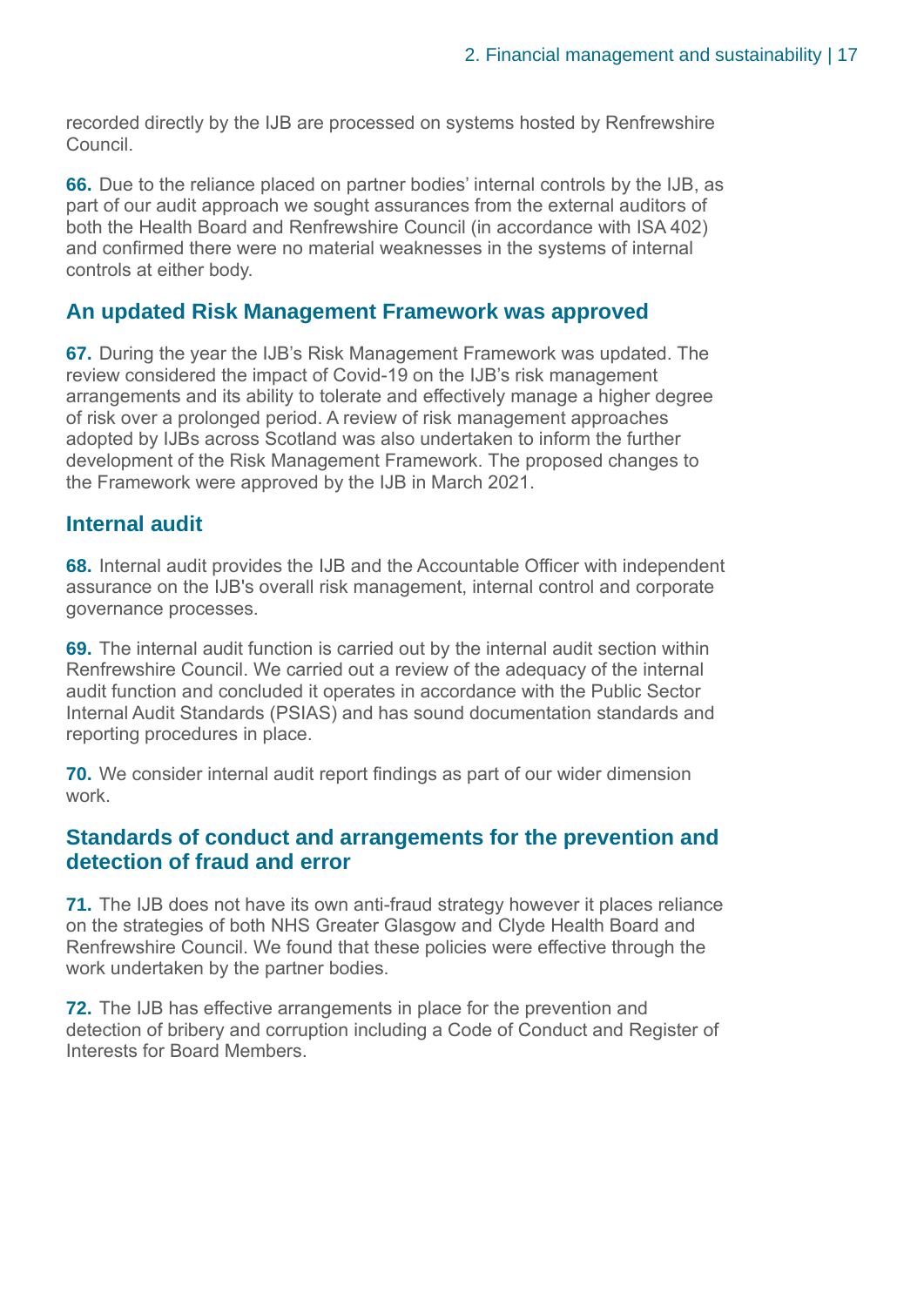recorded directly by the IJB are processed on systems hosted by Renfrewshire Council.

**66.** Due to the reliance placed on partner bodies' internal controls by the IJB, as part of our audit approach we sought assurances from the external auditors of both the Health Board and Renfrewshire Council (in accordance with ISA 402) and confirmed there were no material weaknesses in the systems of internal controls at either body.

## An updated Risk Management Framework was approved

**67.** During the year the IJB's Risk Management Framework was updated. The review considered the impact of Covid-19 on the IJB's risk management arrangements and its ability to tolerate and effectively manage a higher degree of risk over a prolonged period. A review of risk management approaches adopted by IJBs across Scotland was also undertaken to inform the further development of the Risk Management Framework. The proposed changes to the Framework were approved by the IJB in March 2021.

## Internal audit

**68.** Internal audit provides the IJB and the Accountable Officer with independent assurance on the IJB's overall risk management, internal control and corporate governance processes.

**69.** The internal audit function is carried out by the internal audit section within Renfrewshire Council. We carried out a review of the adequacy of the internal audit function and concluded it operates in accordance with the Public Sector Internal Audit Standards (PSIAS) and has sound documentation standards and reporting procedures in place.

**70.** We consider internal audit report findings as part of our wider dimension work.

## Standards of conduct and arrangements for the prevention and detection of fraud and error

**71.** The IJB does not have its own anti-fraud strategy however it places reliance on the strategies of both NHS Greater Glasgow and Clyde Health Board and Renfrewshire Council. We found that these policies were effective through the work undertaken by the partner bodies.

**72.** The IJB has effective arrangements in place for the prevention and detection of bribery and corruption including a Code of Conduct and Register of Interests for Board Members.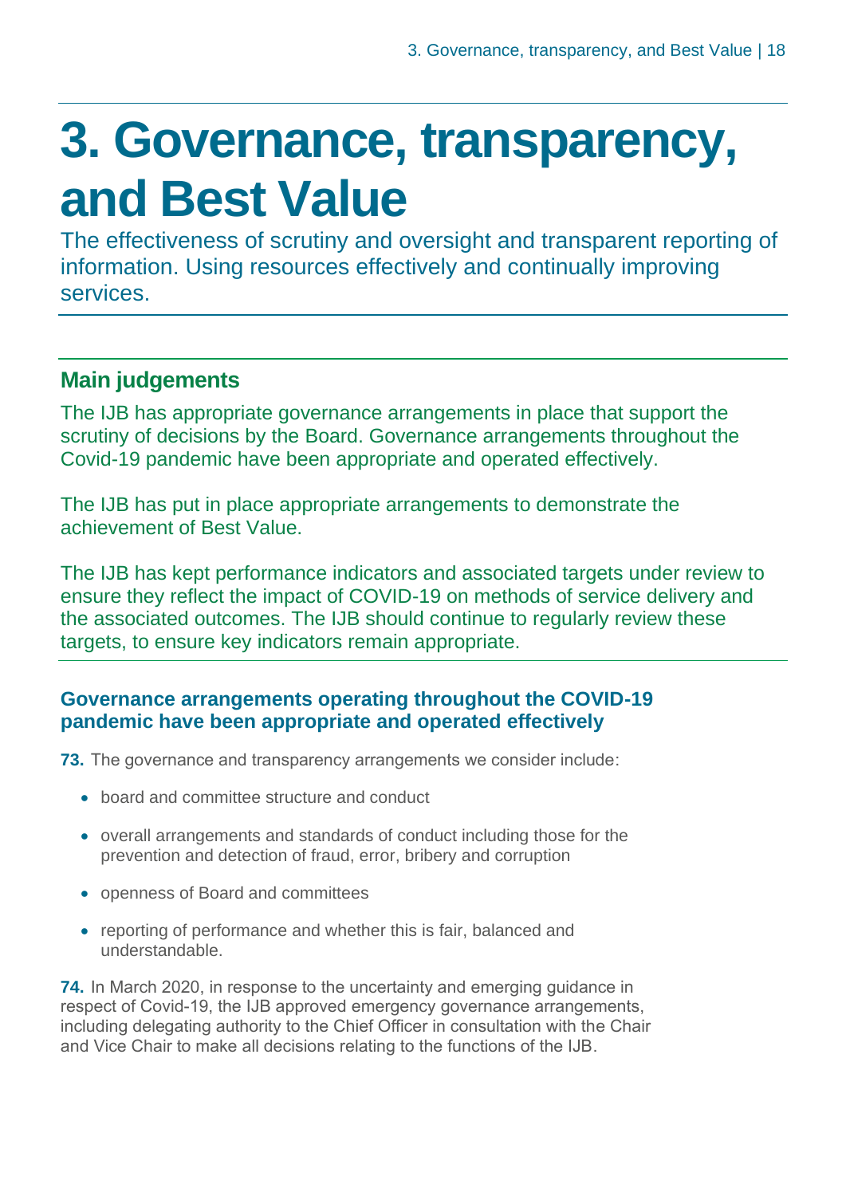# 3. Governance, transparency, and Best Value

The effectiveness of scrutiny and oversight and transparent reporting of information. Using resources effectively and continually improving services.

## Main judgements

The IJB has appropriate governance arrangements in place that support the scrutiny of decisions by the Board. Governance arrangements throughout the Covid-19 pandemic have been appropriate and operated effectively.

The IJB has put in place appropriate arrangements to demonstrate the achievement of Best Value.

The IJB has kept performance indicators and associated targets under review to ensure they reflect the impact of COVID-19 on methods of service delivery and the associated outcomes. The IJB should continue to regularly review these targets, to ensure key indicators remain appropriate.

### Governance arrangements operating throughout the COVID-19 pandemic have been appropriate and operated effectively

**73.** The governance and transparency arrangements we consider include:

- board and committee structure and conduct
- overall arrangements and standards of conduct including those for the prevention and detection of fraud, error, bribery and corruption
- openness of Board and committees
- reporting of performance and whether this is fair, balanced and understandable.

**74.** In March 2020, in response to the uncertainty and emerging guidance in respect of Covid-19, the IJB approved emergency governance arrangements, including delegating authority to the Chief Officer in consultation with the Chair and Vice Chair to make all decisions relating to the functions of the IJB.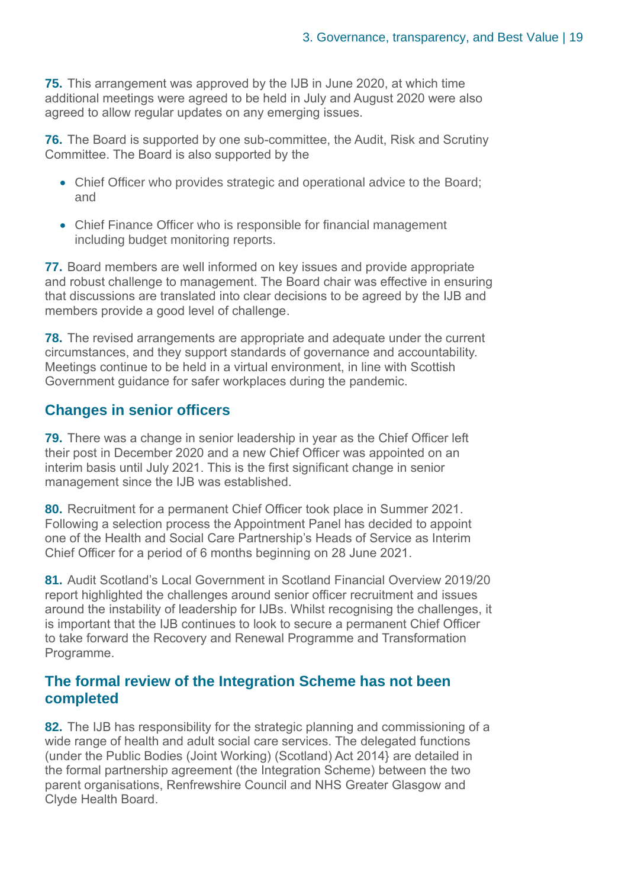**75.** This arrangement was approved by the IJB in June 2020, at which time additional meetings were agreed to be held in July and August 2020 were also agreed to allow regular updates on any emerging issues.

**76.** The Board is supported by one sub-committee, the Audit, Risk and Scrutiny Committee. The Board is also supported by the

- Chief Officer who provides strategic and operational advice to the Board; and
- Chief Finance Officer who is responsible for financial management including budget monitoring reports.

**77.** Board members are well informed on key issues and provide appropriate and robust challenge to management. The Board chair was effective in ensuring that discussions are translated into clear decisions to be agreed by the IJB and members provide a good level of challenge.

**78.** The revised arrangements are appropriate and adequate under the current circumstances, and they support standards of governance and accountability. Meetings continue to be held in a virtual environment, in line with Scottish Government guidance for safer workplaces during the pandemic.

## Changes in senior officers

**79.** There was a change in senior leadership in year as the Chief Officer left their post in December 2020 and a new Chief Officer was appointed on an interim basis until July 2021. This is the first significant change in senior management since the IJB was established.

**80.** Recruitment for a permanent Chief Officer took place in Summer 2021. Following a selection process the Appointment Panel has decided to appoint one of the Health and Social Care Partnership's Heads of Service as Interim Chief Officer for a period of 6 months beginning on 28 June 2021.

**81.** Audit Scotland's Local Government in Scotland Financial Overview 2019/20 report highlighted the challenges around senior officer recruitment and issues around the instability of leadership for IJBs. Whilst recognising the challenges, it is important that the IJB continues to look to secure a permanent Chief Officer to take forward the Recovery and Renewal Programme and Transformation Programme.

## The formal review of the Integration Scheme has not been completed

**82.** The IJB has responsibility for the strategic planning and commissioning of a wide range of health and adult social care services. The delegated functions (under the Public Bodies (Joint Working) (Scotland) Act 2014} are detailed in the formal partnership agreement (the Integration Scheme) between the two parent organisations, Renfrewshire Council and NHS Greater Glasgow and Clyde Health Board.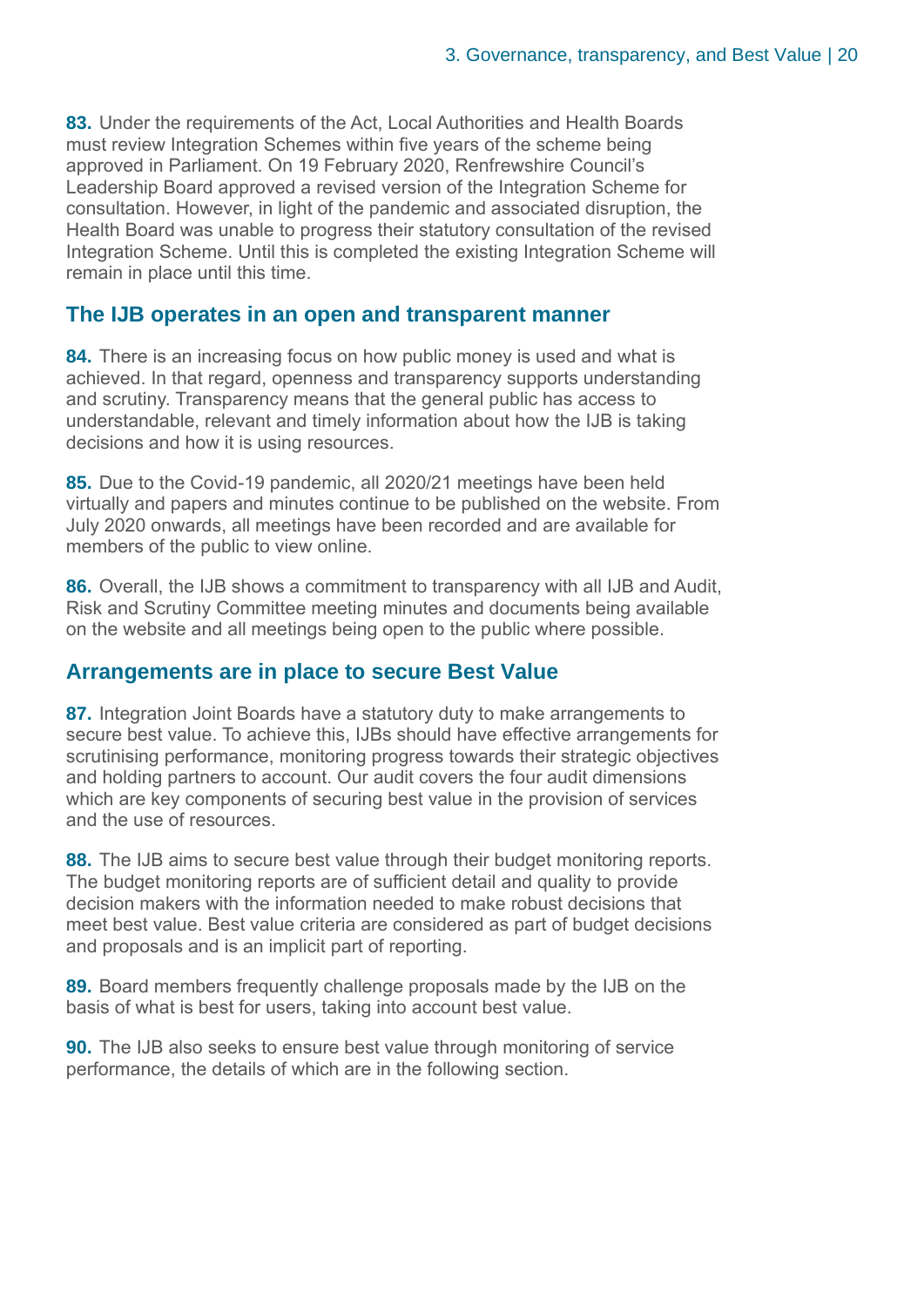**83.** Under the requirements of the Act, Local Authorities and Health Boards must review Integration Schemes within five years of the scheme being approved in Parliament. On 19 February 2020, Renfrewshire Council's Leadership Board approved a revised version of the Integration Scheme for consultation. However, in light of the pandemic and associated disruption, the Health Board was unable to progress their statutory consultation of the revised Integration Scheme. Until this is completed the existing Integration Scheme will remain in place until this time.

## The IJB operates in an open and transparent manner

**84.** There is an increasing focus on how public money is used and what is achieved. In that regard, openness and transparency supports understanding and scrutiny. Transparency means that the general public has access to understandable, relevant and timely information about how the IJB is taking decisions and how it is using resources.

**85.** Due to the Covid-19 pandemic, all 2020/21 meetings have been held virtually and papers and minutes continue to be published on the website. From July 2020 onwards, all meetings have been recorded and are available for members of the public to view online.

**86.** Overall, the IJB shows a commitment to transparency with all IJB and Audit, Risk and Scrutiny Committee meeting minutes and documents being available on the website and all meetings being open to the public where possible.

## Arrangements are in place to secure Best Value

**87.** Integration Joint Boards have a statutory duty to make arrangements to secure best value. To achieve this, IJBs should have effective arrangements for scrutinising performance, monitoring progress towards their strategic objectives and holding partners to account. Our audit covers the four audit dimensions which are key components of securing best value in the provision of services and the use of resources.

**88.** The IJB aims to secure best value through their budget monitoring reports. The budget monitoring reports are of sufficient detail and quality to provide decision makers with the information needed to make robust decisions that meet best value. Best value criteria are considered as part of budget decisions and proposals and is an implicit part of reporting.

**89.** Board members frequently challenge proposals made by the IJB on the basis of what is best for users, taking into account best value.

**90.** The IJB also seeks to ensure best value through monitoring of service performance, the details of which are in the following section.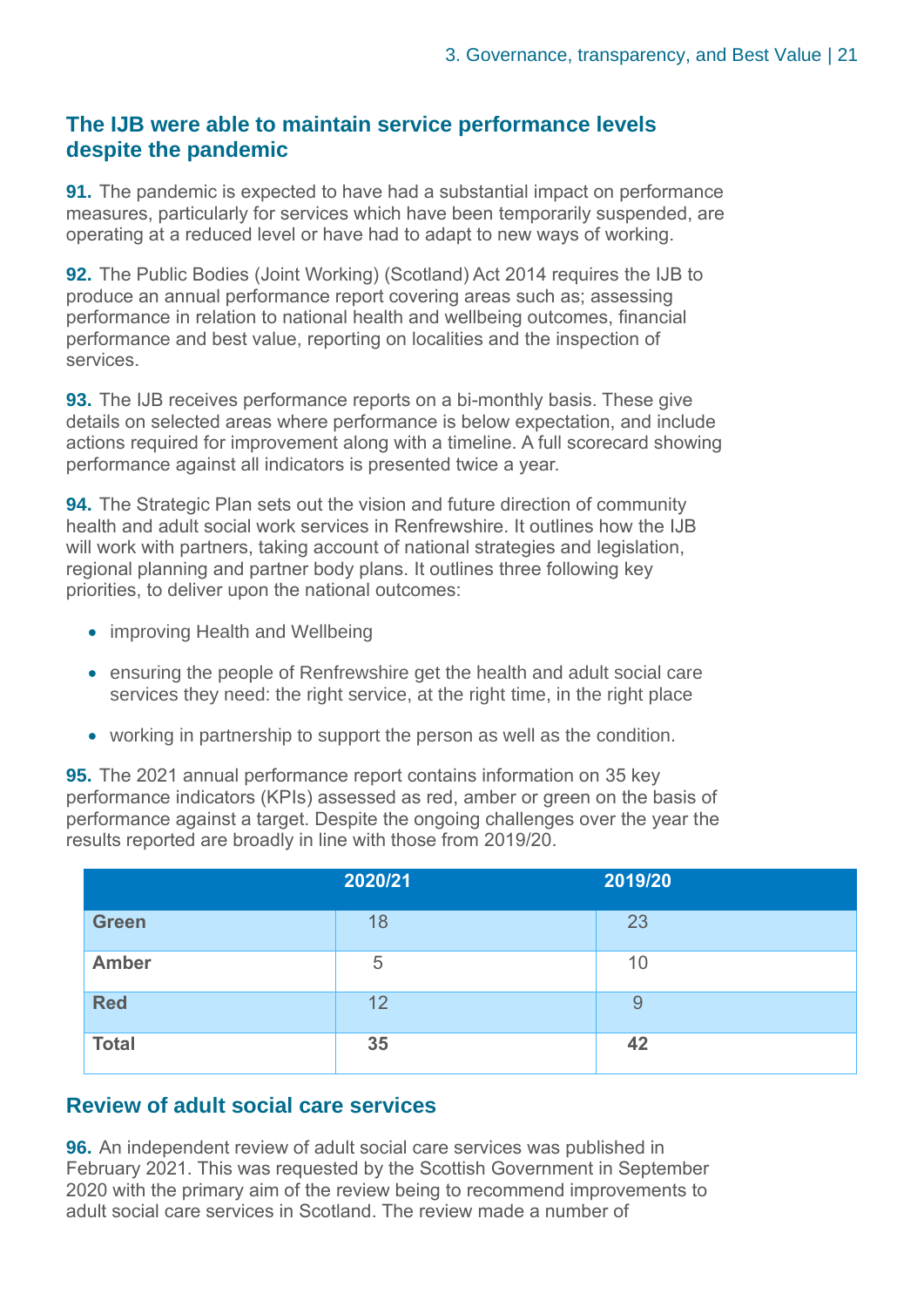## The IJB were able to maintain service performance levels despite the pandemic

**91.** The pandemic is expected to have had a substantial impact on performance measures, particularly for services which have been temporarily suspended, are operating at a reduced level or have had to adapt to new ways of working.

**92.** The Public Bodies (Joint Working) (Scotland) Act 2014 requires the IJB to produce an annual performance report covering areas such as; assessing performance in relation to national health and wellbeing outcomes, financial performance and best value, reporting on localities and the inspection of services.

**93.** The IJB receives performance reports on a bi-monthly basis. These give details on selected areas where performance is below expectation, and include actions required for improvement along with a timeline. A full scorecard showing performance against all indicators is presented twice a year.

**94.** The Strategic Plan sets out the vision and future direction of community health and adult social work services in Renfrewshire. It outlines how the IJB will work with partners, taking account of national strategies and legislation, regional planning and partner body plans. It outlines three following key priorities, to deliver upon the national outcomes:

- improving Health and Wellbeing
- ensuring the people of Renfrewshire get the health and adult social care services they need: the right service, at the right time, in the right place
- working in partnership to support the person as well as the condition.

**95.** The 2021 annual performance report contains information on 35 key performance indicators (KPIs) assessed as red, amber or green on the basis of performance against a target. Despite the ongoing challenges over the year the results reported are broadly in line with those from 2019/20.

| | 2020/21 | 2019/20 |
|---|---|---|
| **Green** | 18 | 23 |
| **Amber** | 5 | 10 |
| **Red** | 12 | 9 |
| **Total** | **35** | **42** |

## Review of adult social care services

**96.** An independent review of adult social care services was published in February 2021. This was requested by the Scottish Government in September 2020 with the primary aim of the review being to recommend improvements to adult social care services in Scotland. The review made a number of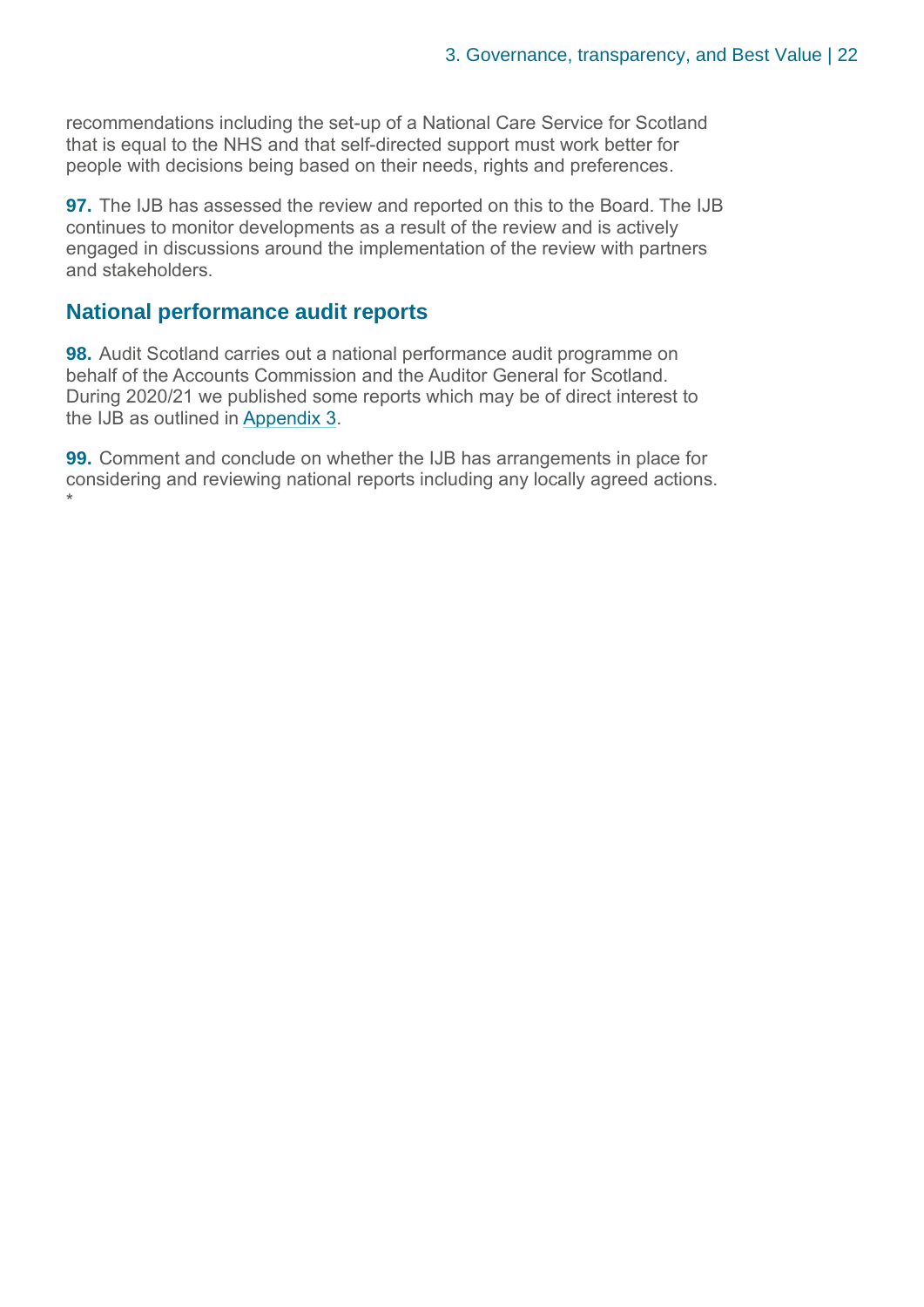recommendations including the set-up of a National Care Service for Scotland that is equal to the NHS and that self-directed support must work better for people with decisions being based on their needs, rights and preferences.

**97.** The IJB has assessed the review and reported on this to the Board. The IJB continues to monitor developments as a result of the review and is actively engaged in discussions around the implementation of the review with partners and stakeholders.

## National performance audit reports

**98.** Audit Scotland carries out a national performance audit programme on behalf of the Accounts Commission and the Auditor General for Scotland. During 2020/21 we published some reports which may be of direct interest to the IJB as outlined in Appendix 3.

**99.** Comment and conclude on whether the IJB has arrangements in place for considering and reviewing national reports including any locally agreed actions. *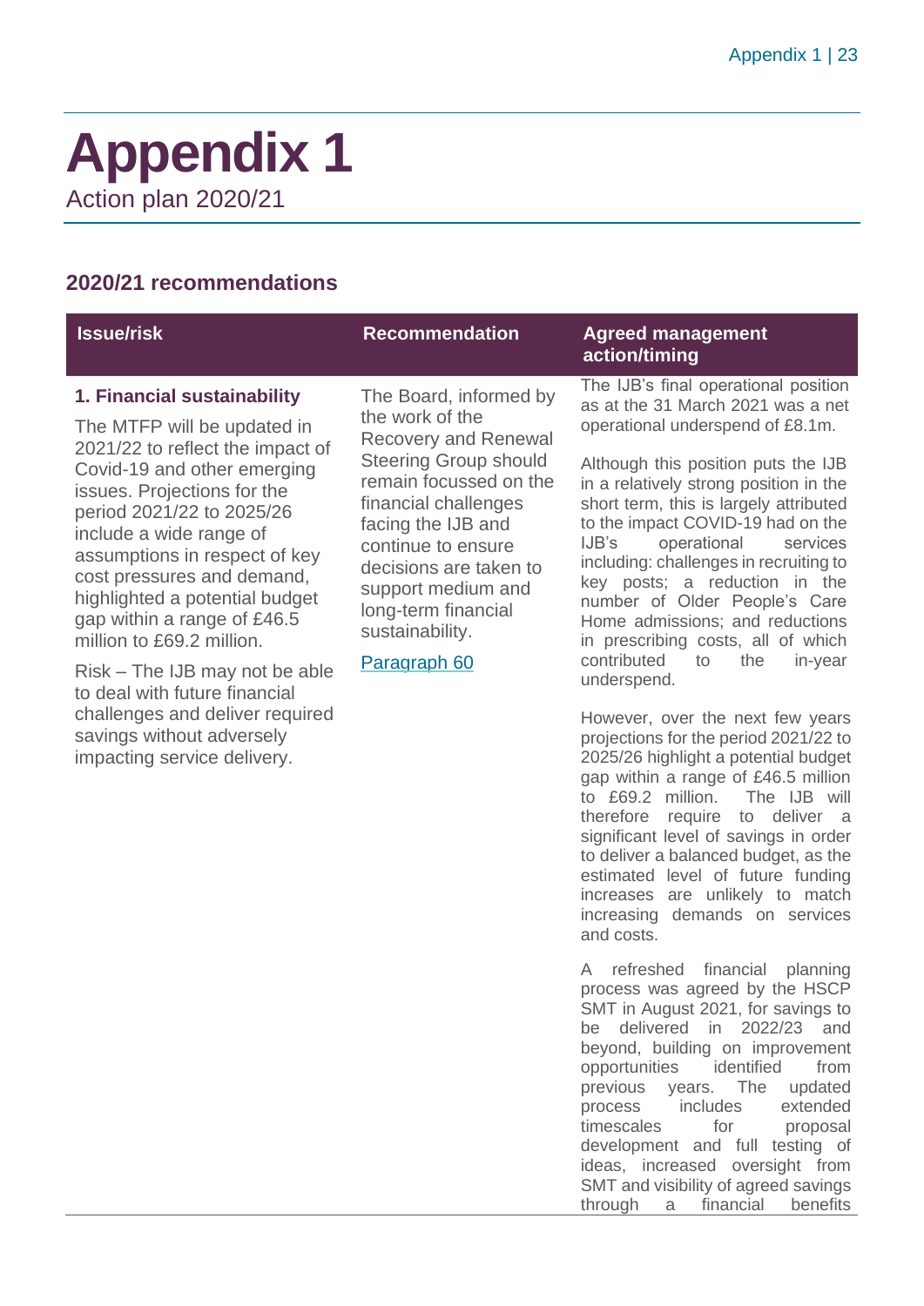# Appendix 1

Action plan 2020/21

## 2020/21 recommendations

| Issue/risk | Recommendation | Agreed management action/timing |
|---|---|---|
| **1. Financial sustainability**<br><br>The MTFP will be updated in 2021/22 to reflect the impact of Covid-19 and other emerging issues. Projections for the period 2021/22 to 2025/26 include a wide range of assumptions in respect of key cost pressures and demand, highlighted a potential budget gap within a range of £46.5 million to £69.2 million.<br><br>Risk – The IJB may not be able to deal with future financial challenges and deliver required savings without adversely impacting service delivery. | The Board, informed by the work of the Recovery and Renewal Steering Group should remain focussed on the financial challenges facing the IJB and continue to ensure decisions are taken to support medium and long-term financial sustainability.<br><br>Paragraph 60 | The IJB's final operational position as at the 31 March 2021 was a net operational underspend of £8.1m.<br><br>Although this position puts the IJB in a relatively strong position in the short term, this is largely attributed to the impact COVID-19 had on the IJB's operational services including: challenges in recruiting to key posts; a reduction in the number of Older People's Care Home admissions; and reductions in prescribing costs, all of which contributed to the in-year underspend.<br><br>However, over the next few years projections for the period 2021/22 to 2025/26 highlight a potential budget gap within a range of £46.5 million to £69.2 million. The IJB will therefore require to deliver a significant level of savings in order to deliver a balanced budget, as the estimated level of future funding increases are unlikely to match increasing demands on services and costs.<br><br>A refreshed financial planning process was agreed by the HSCP SMT in August 2021, for savings to be delivered in 2022/23 and beyond, building on improvement opportunities identified from previous years. The updated process includes extended timescales for proposal development and full testing of ideas, increased oversight from SMT and visibility of agreed savings through a financial benefits |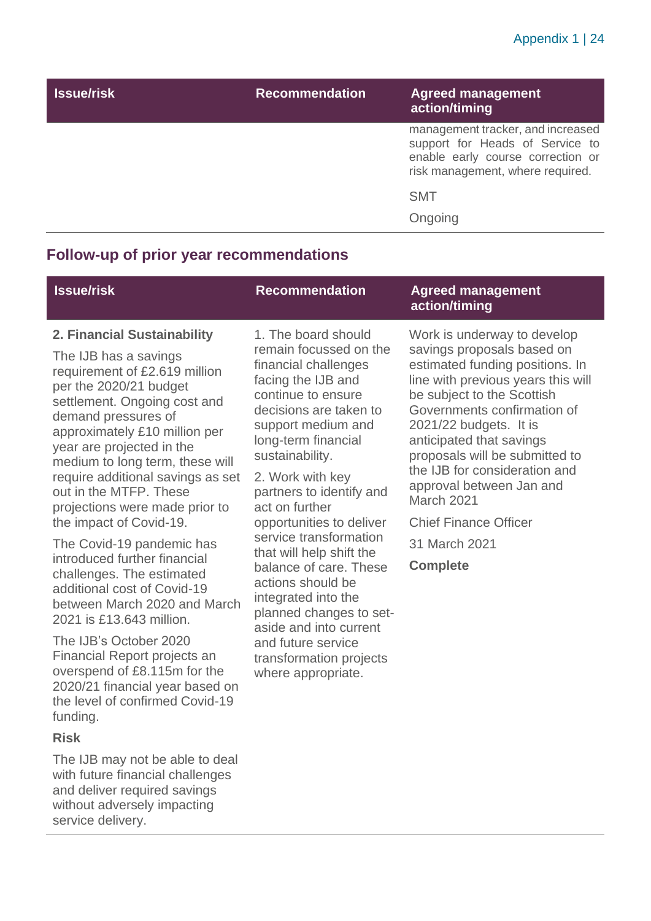| Issue/risk | Recommendation | Agreed management action/timing |
|---|---|---|
| | | management tracker, and increased support for Heads of Service to enable early course correction or risk management, where required.<br><br>SMT<br><br>Ongoing |

## Follow-up of prior year recommendations

| Issue/risk | Recommendation | Agreed management action/timing |
|---|---|---|
| **2. Financial Sustainability**<br><br>The IJB has a savings requirement of £2.619 million per the 2020/21 budget settlement. Ongoing cost and demand pressures of approximately £10 million per year are projected in the medium to long term, these will require additional savings as set out in the MTFP. These projections were made prior to the impact of Covid-19.<br><br>The Covid-19 pandemic has introduced further financial challenges. The estimated additional cost of Covid-19 between March 2020 and March 2021 is £13.643 million.<br><br>The IJB's October 2020 Financial Report projects an overspend of £8.115m for the 2020/21 financial year based on the level of confirmed Covid-19 funding.<br><br>**Risk**<br><br>The IJB may not be able to deal with future financial challenges and deliver required savings without adversely impacting service delivery. | 1. The board should remain focussed on the financial challenges facing the IJB and continue to ensure decisions are taken to support medium and long-term financial sustainability.<br><br>2. Work with key partners to identify and act on further opportunities to deliver service transformation that will help shift the balance of care. These actions should be integrated into the planned changes to set-aside and into current and future service transformation projects where appropriate. | Work is underway to develop savings proposals based on estimated funding positions. In line with previous years this will be subject to the Scottish Governments confirmation of 2021/22 budgets. It is anticipated that savings proposals will be submitted to the IJB for consideration and approval between Jan and March 2021<br><br>Chief Finance Officer<br><br>31 March 2021<br><br>**Complete** |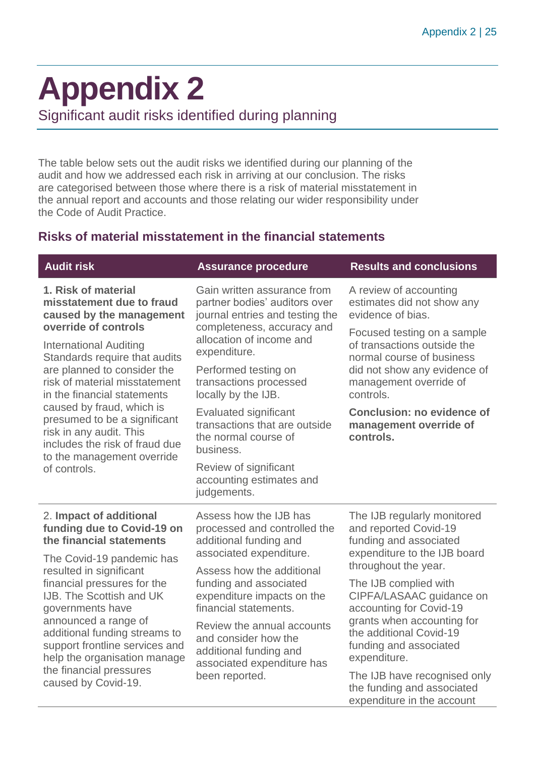# Appendix 2

Significant audit risks identified during planning

The table below sets out the audit risks we identified during our planning of the audit and how we addressed each risk in arriving at our conclusion. The risks are categorised between those where there is a risk of material misstatement in the annual report and accounts and those relating our wider responsibility under the Code of Audit Practice.

### Risks of material misstatement in the financial statements

| Audit risk | Assurance procedure | Results and conclusions |
|---|---|---|
| **1. Risk of material misstatement due to fraud caused by the management override of controls**<br><br>International Auditing Standards require that audits are planned to consider the risk of material misstatement in the financial statements caused by fraud, which is presumed to be a significant risk in any audit. This includes the risk of fraud due to the management override of controls. | Gain written assurance from partner bodies' auditors over journal entries and testing the completeness, accuracy and allocation of income and expenditure.<br><br>Performed testing on transactions processed locally by the IJB.<br><br>Evaluated significant transactions that are outside the normal course of business.<br><br>Review of significant accounting estimates and judgements. | A review of accounting estimates did not show any evidence of bias.<br><br>Focused testing on a sample of transactions outside the normal course of business did not show any evidence of management override of controls.<br><br>**Conclusion: no evidence of management override of controls.** |
| 2. **Impact of additional funding due to Covid-19 on the financial statements**<br><br>The Covid-19 pandemic has resulted in significant financial pressures for the IJB. The Scottish and UK governments have announced a range of additional funding streams to support frontline services and help the organisation manage the financial pressures caused by Covid-19. | Assess how the IJB has processed and controlled the additional funding and associated expenditure.<br><br>Assess how the additional funding and associated expenditure impacts on the financial statements.<br><br>Review the annual accounts and consider how the additional funding and associated expenditure has been reported. | The IJB regularly monitored and reported Covid-19 funding and associated expenditure to the IJB board throughout the year.<br><br>The IJB complied with CIPFA/LASAAC guidance on accounting for Covid-19 grants when accounting for the additional Covid-19 funding and associated expenditure.<br><br>The IJB have recognised only the funding and associated expenditure in the account |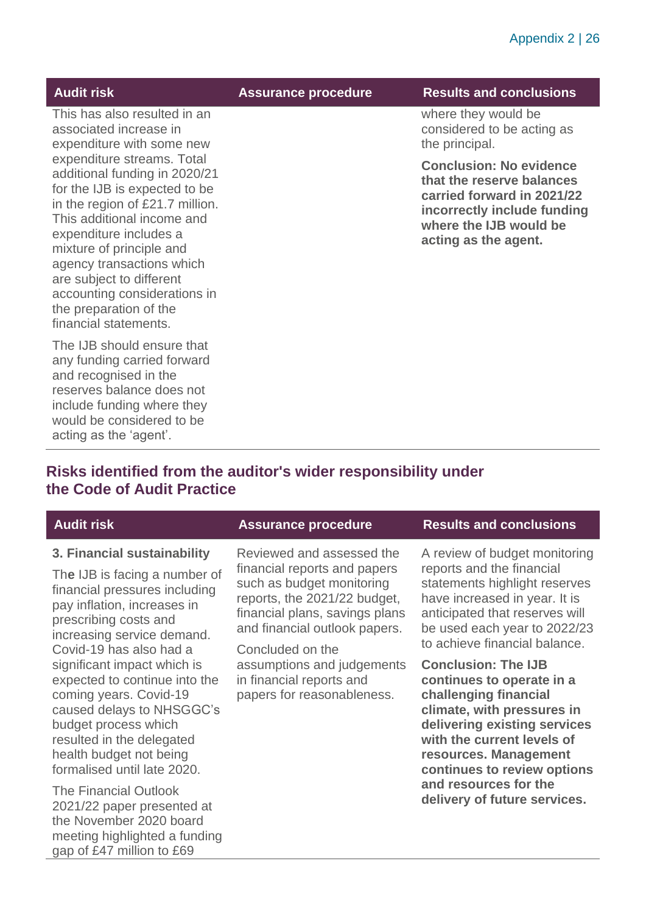| Audit risk | Assurance procedure | Results and conclusions |
|---|---|---|
| This has also resulted in an associated increase in expenditure with some new expenditure streams. Total additional funding in 2020/21 for the IJB is expected to be in the region of £21.7 million. This additional income and expenditure includes a mixture of principle and agency transactions which are subject to different accounting considerations in the preparation of the financial statements.<br><br>The IJB should ensure that any funding carried forward and recognised in the reserves balance does not include funding where they would be considered to be acting as the 'agent'. | | where they would be considered to be acting as the principal.<br><br>**Conclusion: No evidence that the reserve balances carried forward in 2021/22 incorrectly include funding where the IJB would be acting as the agent.** |

## Risks identified from the auditor's wider responsibility under the Code of Audit Practice

| Audit risk | Assurance procedure | Results and conclusions |
|---|---|---|
| **3. Financial sustainability**<br><br>The IJB is facing a number of financial pressures including pay inflation, increases in prescribing costs and increasing service demand. Covid-19 has also had a significant impact which is expected to continue into the coming years. Covid-19 caused delays to NHSGGC's budget process which resulted in the delegated health budget not being formalised until late 2020.<br><br>The Financial Outlook 2021/22 paper presented at the November 2020 board meeting highlighted a funding gap of £47 million to £69 | Reviewed and assessed the financial reports and papers such as budget monitoring reports, the 2021/22 budget, financial plans, savings plans and financial outlook papers.<br><br>Concluded on the assumptions and judgements in financial reports and papers for reasonableness. | A review of budget monitoring reports and the financial statements highlight reserves have increased in year. It is anticipated that reserves will be used each year to 2022/23 to achieve financial balance.<br><br>**Conclusion: The IJB continues to operate in a challenging financial climate, with pressures in delivering existing services with the current levels of resources. Management continues to review options and resources for the delivery of future services.** |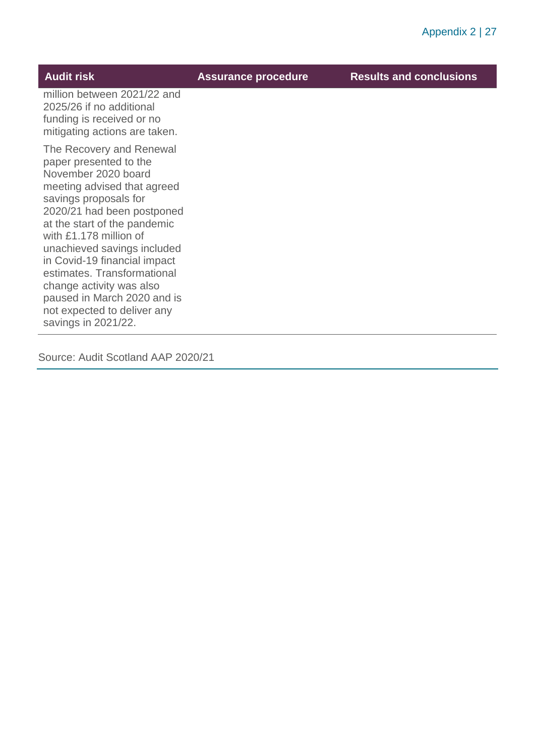| Audit risk | Assurance procedure | Results and conclusions |
|---|---|---|
| million between 2021/22 and 2025/26 if no additional funding is received or no mitigating actions are taken.<br><br>The Recovery and Renewal paper presented to the November 2020 board meeting advised that agreed savings proposals for 2020/21 had been postponed at the start of the pandemic with £1.178 million of unachieved savings included in Covid-19 financial impact estimates. Transformational change activity was also paused in March 2020 and is not expected to deliver any savings in 2021/22. | | |

Source: Audit Scotland AAP 2020/21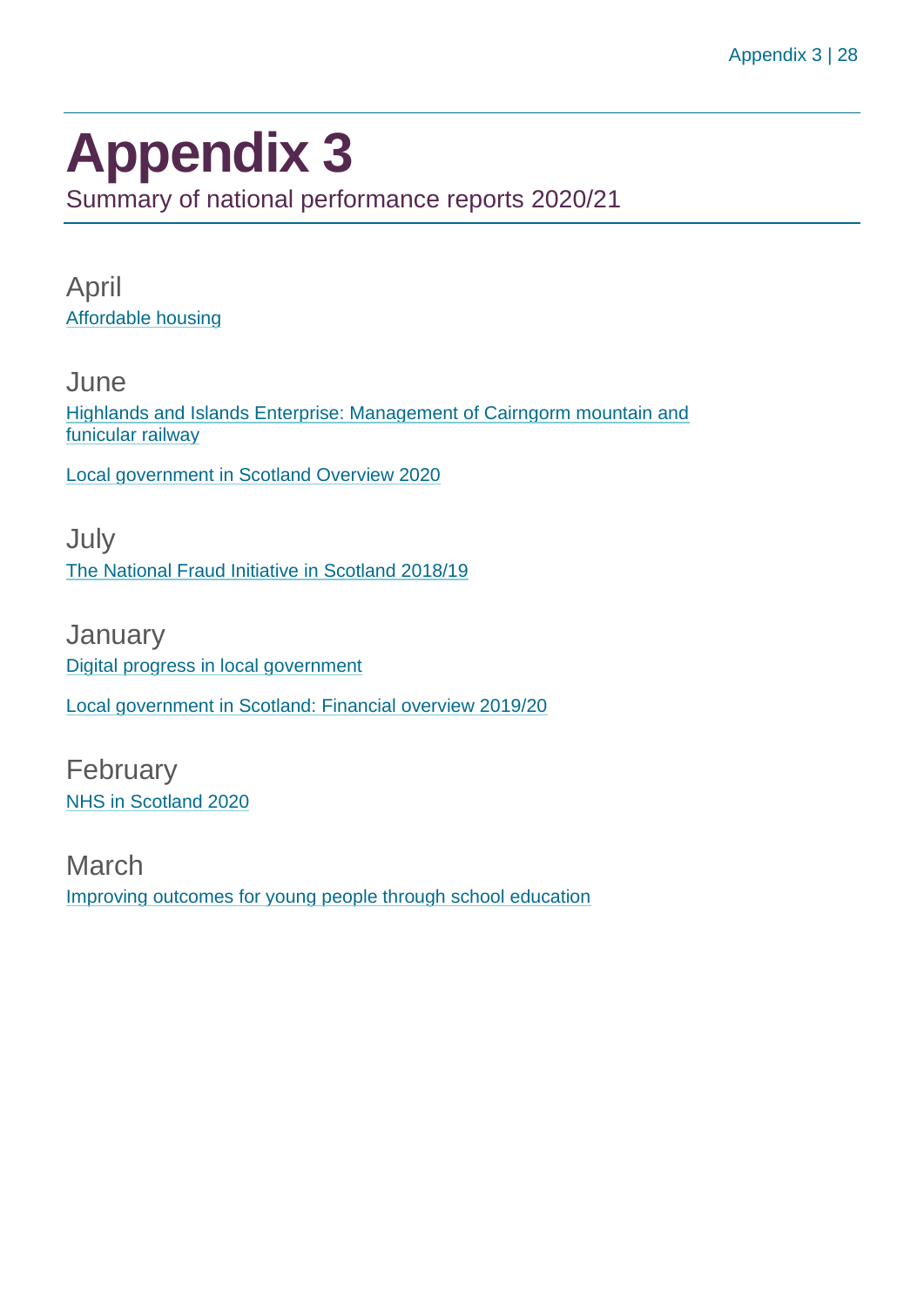# Appendix 3

Summary of national performance reports 2020/21

## April

Affordable housing

## June

Highlands and Islands Enterprise: Management of Cairngorm mountain and funicular railway

Local government in Scotland Overview 2020

## July

The National Fraud Initiative in Scotland 2018/19

## January

Digital progress in local government

Local government in Scotland: Financial overview 2019/20

## February

NHS in Scotland 2020

## March

Improving outcomes for young people through school education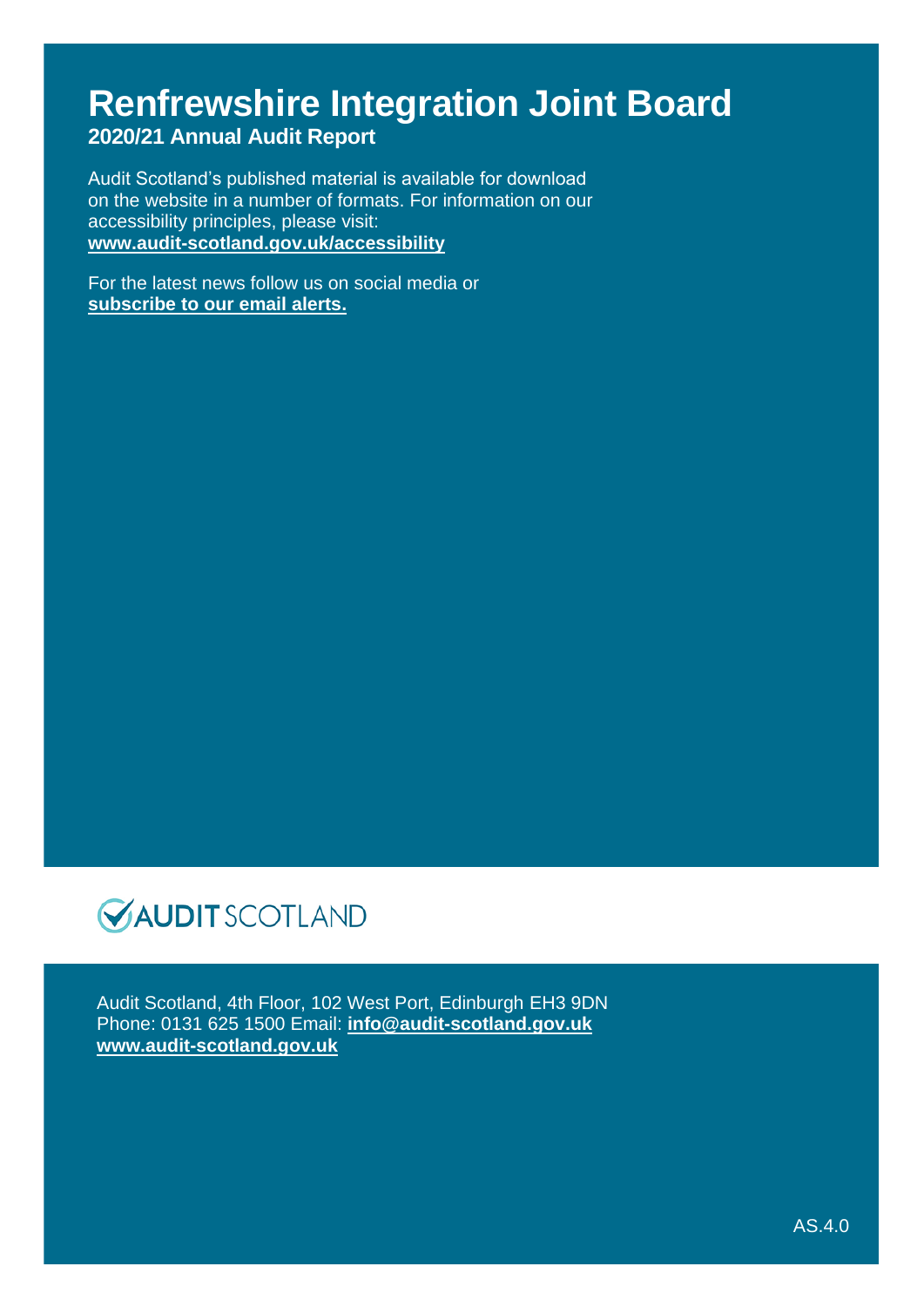# Renfrewshire Integration Joint Board

**2020/21 Annual Audit Report**

Audit Scotland's published material is available for download on the website in a number of formats. For information on our accessibility principles, please visit:
**www.audit-scotland.gov.uk/accessibility**

For the latest news follow us on social media or
**subscribe to our email alerts.**

AUDIT SCOTLAND

Audit Scotland, 4th Floor, 102 West Port, Edinburgh EH3 9DN
Phone: 0131 625 1500 Email: **info@audit-scotland.gov.uk**
**www.audit-scotland.gov.uk**

AS.4.0